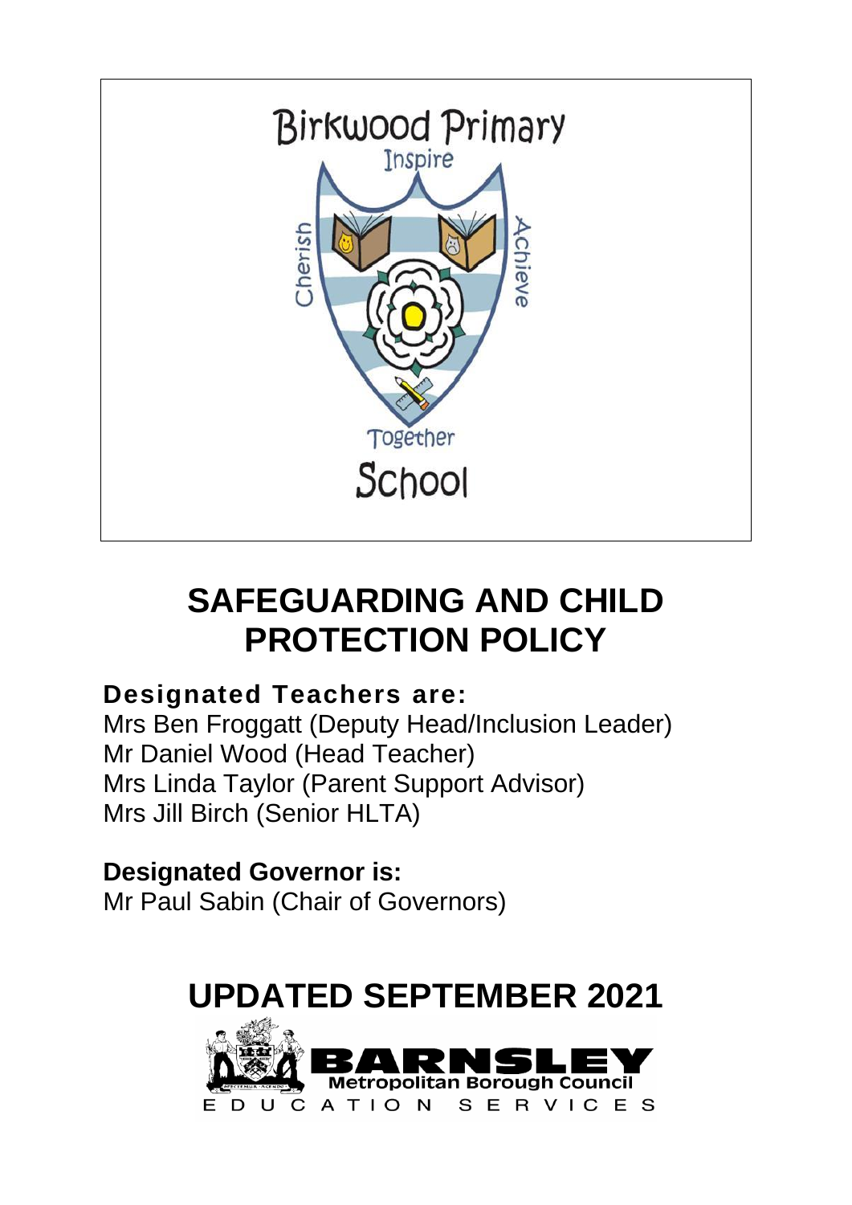Birkwood Primary

Inspire

Cherish

Achieve

Together

School

# SAFEGUARDING AND CHILD PROTECTION POLICY

**Designated Teachers are:**

Mrs Ben Froggatt (Deputy Head/Inclusion Leader)
Mr Daniel Wood (Head Teacher)
Mrs Linda Taylor (Parent Support Advisor)
Mrs Jill Birch (Senior HLTA)

**Designated Governor is:**

Mr Paul Sabin (Chair of Governors)

## UPDATED SEPTEMBER 2021

BARNSLEY
Metropolitan Borough Council
EDUCATION SERVICES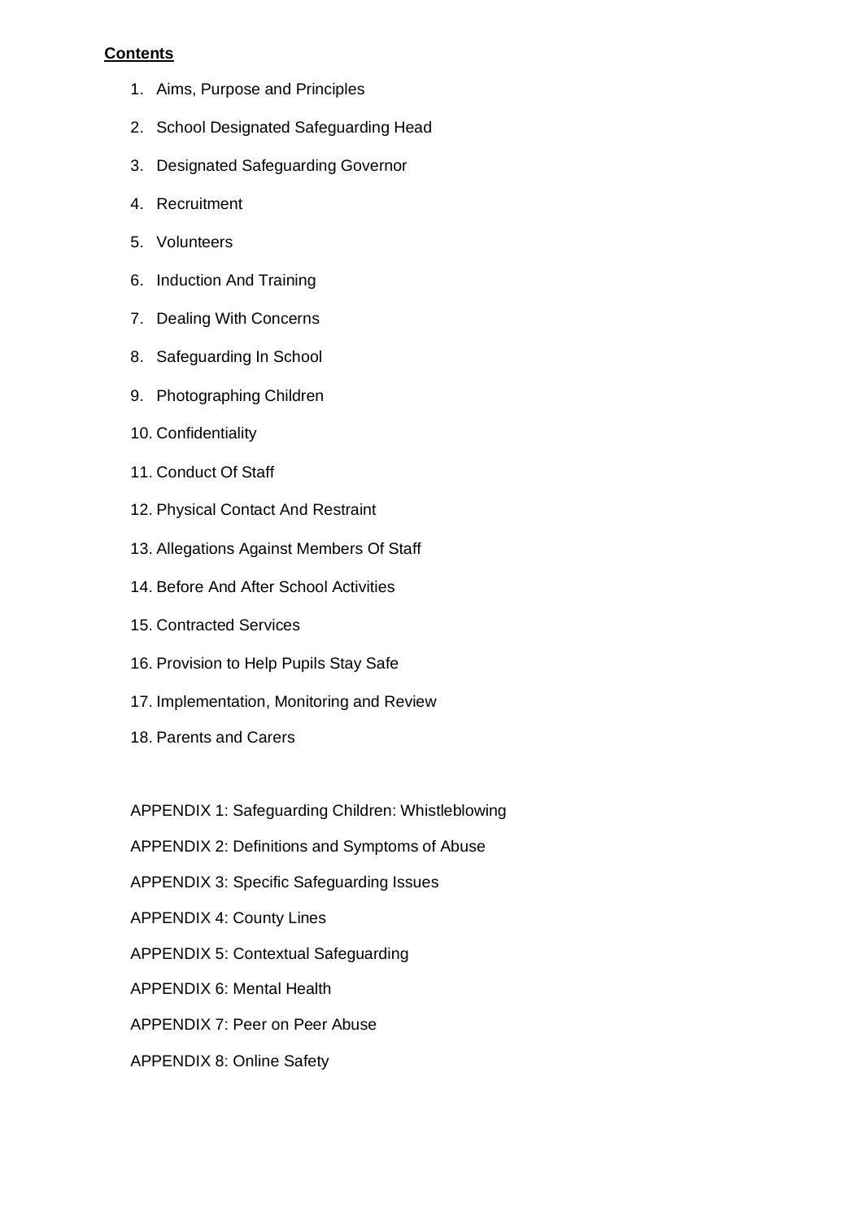**Contents**

1. Aims, Purpose and Principles
2. School Designated Safeguarding Head
3. Designated Safeguarding Governor
4. Recruitment
5. Volunteers
6. Induction And Training
7. Dealing With Concerns
8. Safeguarding In School
9. Photographing Children
10. Confidentiality
11. Conduct Of Staff
12. Physical Contact And Restraint
13. Allegations Against Members Of Staff
14. Before And After School Activities
15. Contracted Services
16. Provision to Help Pupils Stay Safe
17. Implementation, Monitoring and Review
18. Parents and Carers

APPENDIX 1: Safeguarding Children: Whistleblowing

APPENDIX 2: Definitions and Symptoms of Abuse

APPENDIX 3: Specific Safeguarding Issues

APPENDIX 4: County Lines

APPENDIX 5: Contextual Safeguarding

APPENDIX 6: Mental Health

APPENDIX 7: Peer on Peer Abuse

APPENDIX 8: Online Safety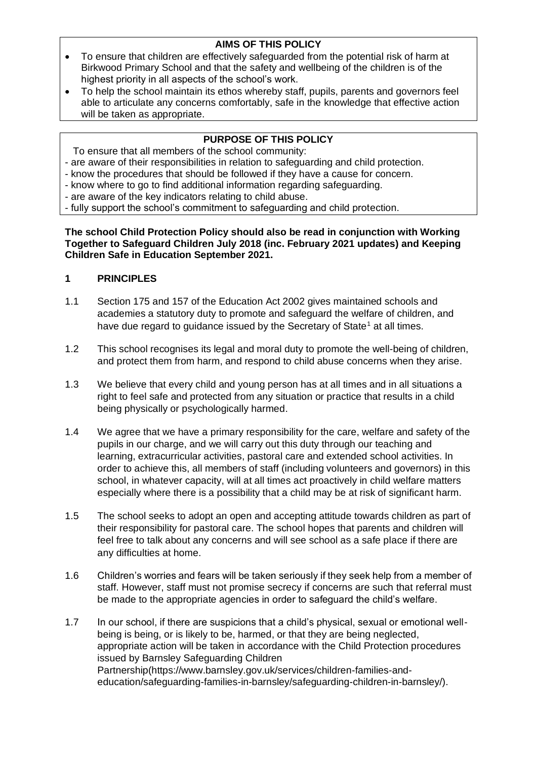## AIMS OF THIS POLICY

- To ensure that children are effectively safeguarded from the potential risk of harm at Birkwood Primary School and that the safety and wellbeing of the children is of the highest priority in all aspects of the school's work.
- To help the school maintain its ethos whereby staff, pupils, parents and governors feel able to articulate any concerns comfortably, safe in the knowledge that effective action will be taken as appropriate.

## PURPOSE OF THIS POLICY

To ensure that all members of the school community:

- are aware of their responsibilities in relation to safeguarding and child protection.
- know the procedures that should be followed if they have a cause for concern.
- know where to go to find additional information regarding safeguarding.
- are aware of the key indicators relating to child abuse.
- fully support the school's commitment to safeguarding and child protection.

**The school Child Protection Policy should also be read in conjunction with Working Together to Safeguard Children July 2018 (inc. February 2021 updates) and Keeping Children Safe in Education September 2021.**

## 1 PRINCIPLES

1.1 Section 175 and 157 of the Education Act 2002 gives maintained schools and academies a statutory duty to promote and safeguard the welfare of children, and have due regard to guidance issued by the Secretary of State[1] at all times.

1.2 This school recognises its legal and moral duty to promote the well-being of children, and protect them from harm, and respond to child abuse concerns when they arise.

1.3 We believe that every child and young person has at all times and in all situations a right to feel safe and protected from any situation or practice that results in a child being physically or psychologically harmed.

1.4 We agree that we have a primary responsibility for the care, welfare and safety of the pupils in our charge, and we will carry out this duty through our teaching and learning, extracurricular activities, pastoral care and extended school activities. In order to achieve this, all members of staff (including volunteers and governors) in this school, in whatever capacity, will at all times act proactively in child welfare matters especially where there is a possibility that a child may be at risk of significant harm.

1.5 The school seeks to adopt an open and accepting attitude towards children as part of their responsibility for pastoral care. The school hopes that parents and children will feel free to talk about any concerns and will see school as a safe place if there are any difficulties at home.

1.6 Children's worries and fears will be taken seriously if they seek help from a member of staff. However, staff must not promise secrecy if concerns are such that referral must be made to the appropriate agencies in order to safeguard the child's welfare.

1.7 In our school, if there are suspicions that a child's physical, sexual or emotional well-being is being, or is likely to be, harmed, or that they are being neglected, appropriate action will be taken in accordance with the Child Protection procedures issued by Barnsley Safeguarding Children Partnership(https://www.barnsley.gov.uk/services/children-families-and-education/safeguarding-families-in-barnsley/safeguarding-children-in-barnsley/).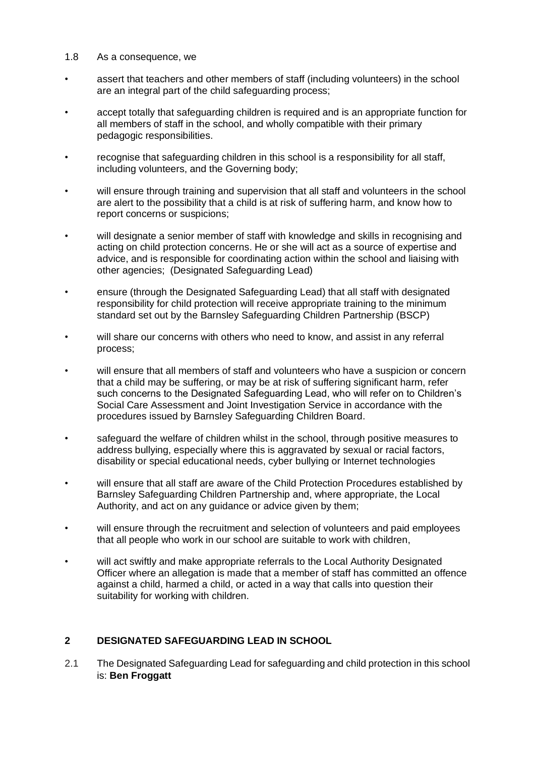1.8 As a consequence, we

- assert that teachers and other members of staff (including volunteers) in the school are an integral part of the child safeguarding process;
- accept totally that safeguarding children is required and is an appropriate function for all members of staff in the school, and wholly compatible with their primary pedagogic responsibilities.
- recognise that safeguarding children in this school is a responsibility for all staff, including volunteers, and the Governing body;
- will ensure through training and supervision that all staff and volunteers in the school are alert to the possibility that a child is at risk of suffering harm, and know how to report concerns or suspicions;
- will designate a senior member of staff with knowledge and skills in recognising and acting on child protection concerns. He or she will act as a source of expertise and advice, and is responsible for coordinating action within the school and liaising with other agencies; (Designated Safeguarding Lead)
- ensure (through the Designated Safeguarding Lead) that all staff with designated responsibility for child protection will receive appropriate training to the minimum standard set out by the Barnsley Safeguarding Children Partnership (BSCP)
- will share our concerns with others who need to know, and assist in any referral process;
- will ensure that all members of staff and volunteers who have a suspicion or concern that a child may be suffering, or may be at risk of suffering significant harm, refer such concerns to the Designated Safeguarding Lead, who will refer on to Children's Social Care Assessment and Joint Investigation Service in accordance with the procedures issued by Barnsley Safeguarding Children Board.
- safeguard the welfare of children whilst in the school, through positive measures to address bullying, especially where this is aggravated by sexual or racial factors, disability or special educational needs, cyber bullying or Internet technologies
- will ensure that all staff are aware of the Child Protection Procedures established by Barnsley Safeguarding Children Partnership and, where appropriate, the Local Authority, and act on any guidance or advice given by them;
- will ensure through the recruitment and selection of volunteers and paid employees that all people who work in our school are suitable to work with children,
- will act swiftly and make appropriate referrals to the Local Authority Designated Officer where an allegation is made that a member of staff has committed an offence against a child, harmed a child, or acted in a way that calls into question their suitability for working with children.

## 2 DESIGNATED SAFEGUARDING LEAD IN SCHOOL

2.1 The Designated Safeguarding Lead for safeguarding and child protection in this school is: **Ben Froggatt**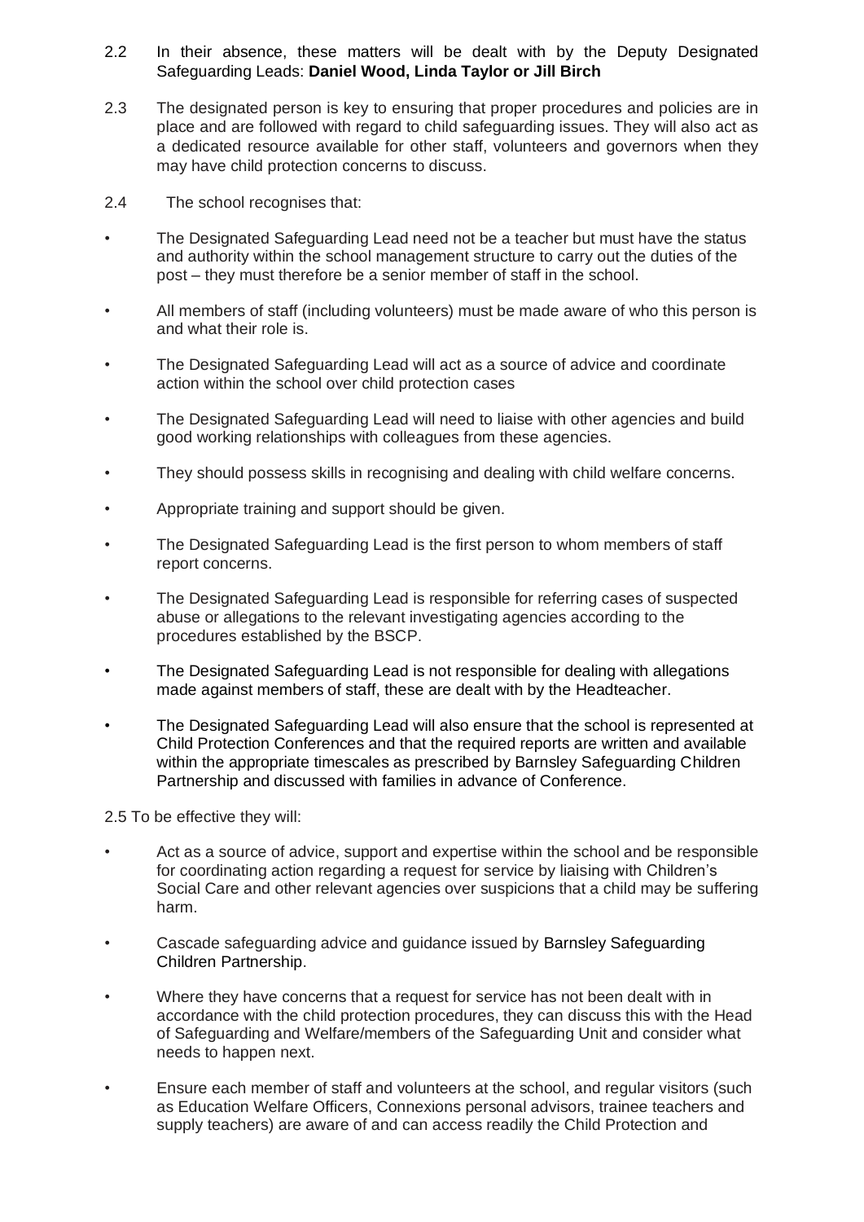2.2 In their absence, these matters will be dealt with by the Deputy Designated Safeguarding Leads: **Daniel Wood, Linda Taylor or Jill Birch**

2.3 The designated person is key to ensuring that proper procedures and policies are in place and are followed with regard to child safeguarding issues. They will also act as a dedicated resource available for other staff, volunteers and governors when they may have child protection concerns to discuss.

2.4 The school recognises that:

- The Designated Safeguarding Lead need not be a teacher but must have the status and authority within the school management structure to carry out the duties of the post – they must therefore be a senior member of staff in the school.
- All members of staff (including volunteers) must be made aware of who this person is and what their role is.
- The Designated Safeguarding Lead will act as a source of advice and coordinate action within the school over child protection cases
- The Designated Safeguarding Lead will need to liaise with other agencies and build good working relationships with colleagues from these agencies.
- They should possess skills in recognising and dealing with child welfare concerns.
- Appropriate training and support should be given.
- The Designated Safeguarding Lead is the first person to whom members of staff report concerns.
- The Designated Safeguarding Lead is responsible for referring cases of suspected abuse or allegations to the relevant investigating agencies according to the procedures established by the BSCP.
- The Designated Safeguarding Lead is not responsible for dealing with allegations made against members of staff, these are dealt with by the Headteacher.
- The Designated Safeguarding Lead will also ensure that the school is represented at Child Protection Conferences and that the required reports are written and available within the appropriate timescales as prescribed by Barnsley Safeguarding Children Partnership and discussed with families in advance of Conference.

2.5 To be effective they will:

- Act as a source of advice, support and expertise within the school and be responsible for coordinating action regarding a request for service by liaising with Children's Social Care and other relevant agencies over suspicions that a child may be suffering harm.
- Cascade safeguarding advice and guidance issued by Barnsley Safeguarding Children Partnership.
- Where they have concerns that a request for service has not been dealt with in accordance with the child protection procedures, they can discuss this with the Head of Safeguarding and Welfare/members of the Safeguarding Unit and consider what needs to happen next.
- Ensure each member of staff and volunteers at the school, and regular visitors (such as Education Welfare Officers, Connexions personal advisors, trainee teachers and supply teachers) are aware of and can access readily the Child Protection and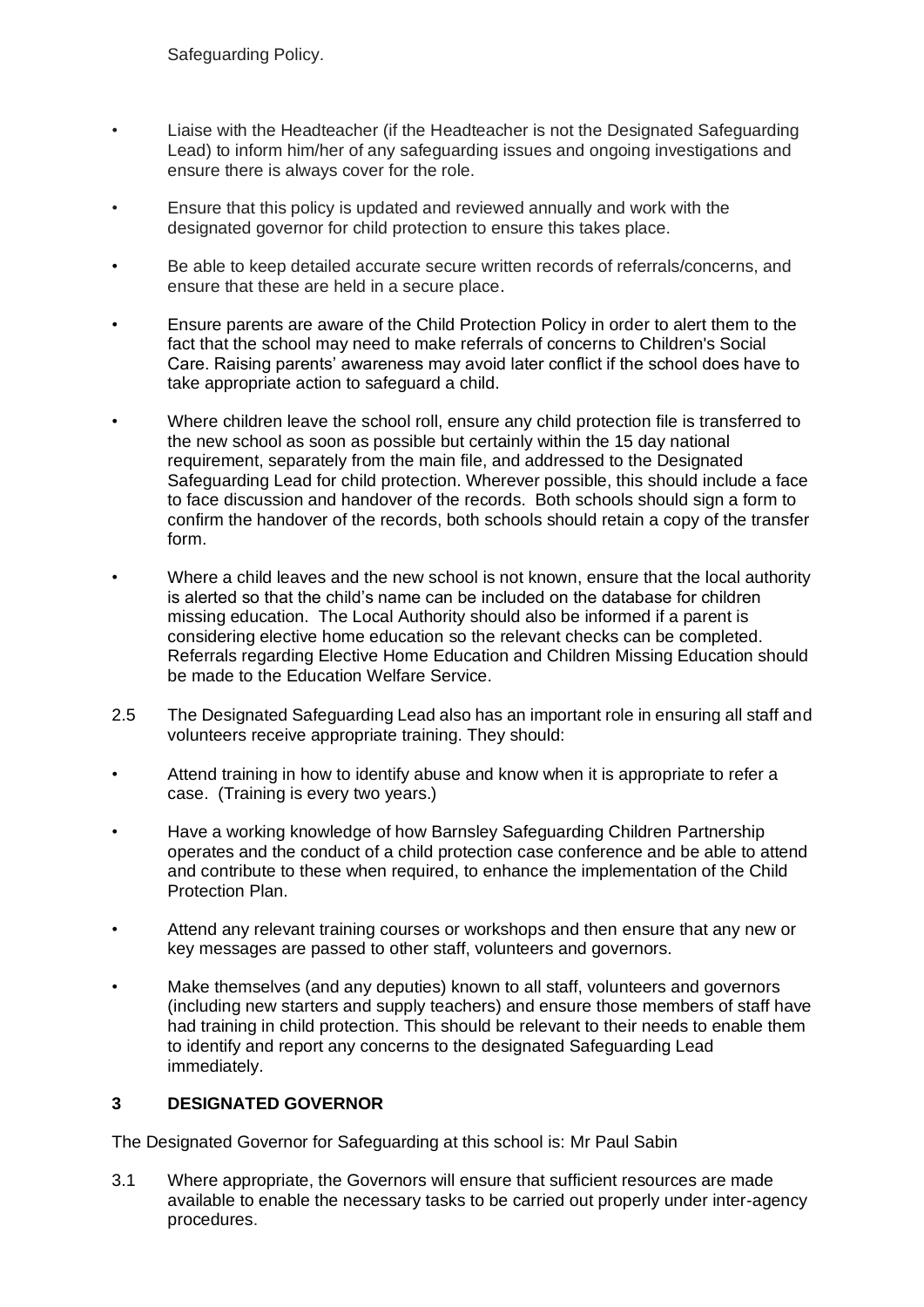Safeguarding Policy.

- Liaise with the Headteacher (if the Headteacher is not the Designated Safeguarding Lead) to inform him/her of any safeguarding issues and ongoing investigations and ensure there is always cover for the role.
- Ensure that this policy is updated and reviewed annually and work with the designated governor for child protection to ensure this takes place.
- Be able to keep detailed accurate secure written records of referrals/concerns, and ensure that these are held in a secure place.
- Ensure parents are aware of the Child Protection Policy in order to alert them to the fact that the school may need to make referrals of concerns to Children's Social Care. Raising parents' awareness may avoid later conflict if the school does have to take appropriate action to safeguard a child.
- Where children leave the school roll, ensure any child protection file is transferred to the new school as soon as possible but certainly within the 15 day national requirement, separately from the main file, and addressed to the Designated Safeguarding Lead for child protection. Wherever possible, this should include a face to face discussion and handover of the records. Both schools should sign a form to confirm the handover of the records, both schools should retain a copy of the transfer form.
- Where a child leaves and the new school is not known, ensure that the local authority is alerted so that the child's name can be included on the database for children missing education. The Local Authority should also be informed if a parent is considering elective home education so the relevant checks can be completed. Referrals regarding Elective Home Education and Children Missing Education should be made to the Education Welfare Service.

2.5 The Designated Safeguarding Lead also has an important role in ensuring all staff and volunteers receive appropriate training. They should:

- Attend training in how to identify abuse and know when it is appropriate to refer a case. (Training is every two years.)
- Have a working knowledge of how Barnsley Safeguarding Children Partnership operates and the conduct of a child protection case conference and be able to attend and contribute to these when required, to enhance the implementation of the Child Protection Plan.
- Attend any relevant training courses or workshops and then ensure that any new or key messages are passed to other staff, volunteers and governors.
- Make themselves (and any deputies) known to all staff, volunteers and governors (including new starters and supply teachers) and ensure those members of staff have had training in child protection. This should be relevant to their needs to enable them to identify and report any concerns to the designated Safeguarding Lead immediately.

## 3 DESIGNATED GOVERNOR

The Designated Governor for Safeguarding at this school is: Mr Paul Sabin

3.1 Where appropriate, the Governors will ensure that sufficient resources are made available to enable the necessary tasks to be carried out properly under inter-agency procedures.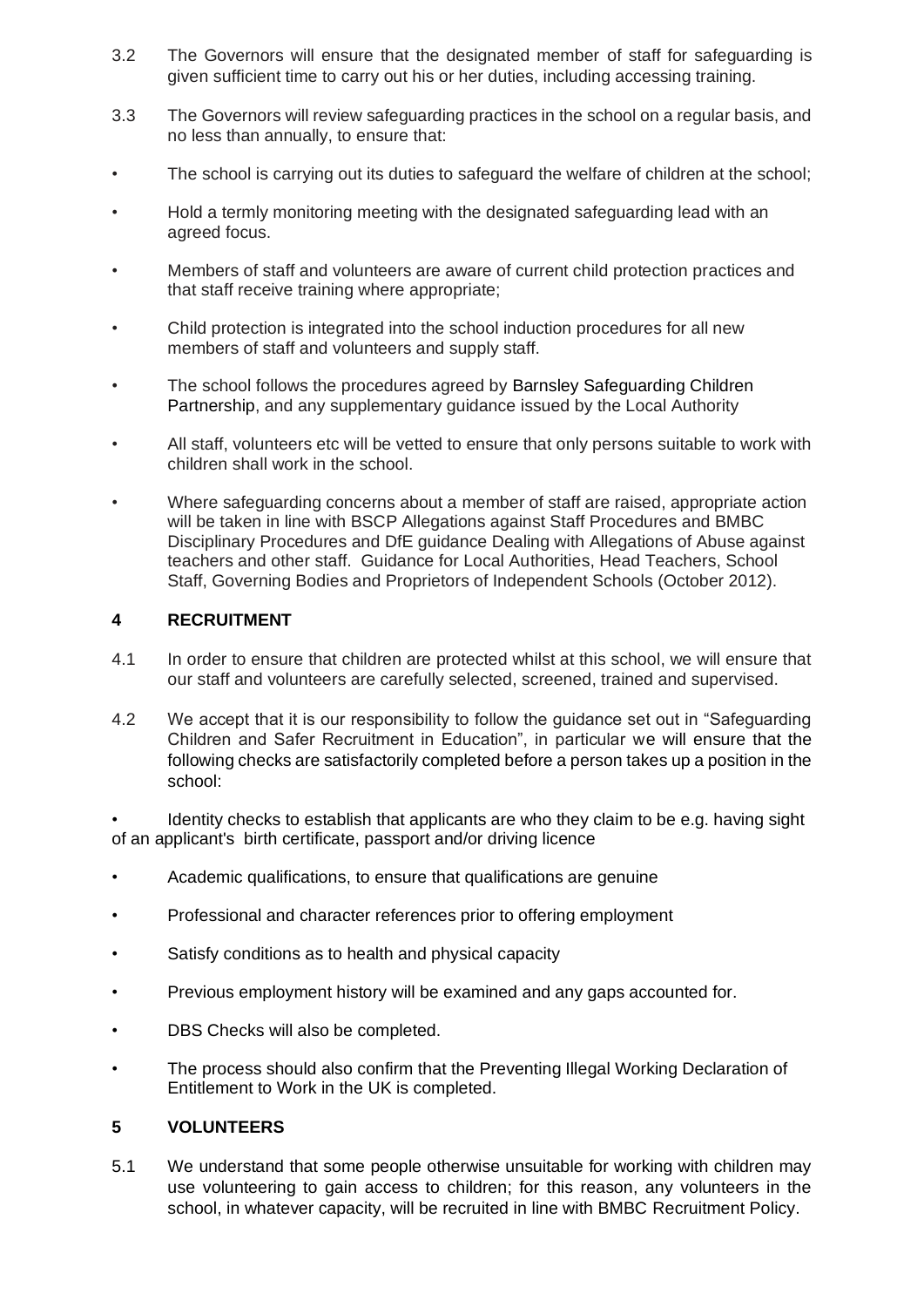3.2 The Governors will ensure that the designated member of staff for safeguarding is given sufficient time to carry out his or her duties, including accessing training.

3.3 The Governors will review safeguarding practices in the school on a regular basis, and no less than annually, to ensure that:

- The school is carrying out its duties to safeguard the welfare of children at the school;
- Hold a termly monitoring meeting with the designated safeguarding lead with an agreed focus.
- Members of staff and volunteers are aware of current child protection practices and that staff receive training where appropriate;
- Child protection is integrated into the school induction procedures for all new members of staff and volunteers and supply staff.
- The school follows the procedures agreed by Barnsley Safeguarding Children Partnership, and any supplementary guidance issued by the Local Authority
- All staff, volunteers etc will be vetted to ensure that only persons suitable to work with children shall work in the school.
- Where safeguarding concerns about a member of staff are raised, appropriate action will be taken in line with BSCP Allegations against Staff Procedures and BMBC Disciplinary Procedures and DfE guidance Dealing with Allegations of Abuse against teachers and other staff. Guidance for Local Authorities, Head Teachers, School Staff, Governing Bodies and Proprietors of Independent Schools (October 2012).

## 4 RECRUITMENT

4.1 In order to ensure that children are protected whilst at this school, we will ensure that our staff and volunteers are carefully selected, screened, trained and supervised.

4.2 We accept that it is our responsibility to follow the guidance set out in "Safeguarding Children and Safer Recruitment in Education", in particular we will ensure that the following checks are satisfactorily completed before a person takes up a position in the school:

- Identity checks to establish that applicants are who they claim to be e.g. having sight of an applicant's birth certificate, passport and/or driving licence
- Academic qualifications, to ensure that qualifications are genuine
- Professional and character references prior to offering employment
- Satisfy conditions as to health and physical capacity
- Previous employment history will be examined and any gaps accounted for.
- DBS Checks will also be completed.
- The process should also confirm that the Preventing Illegal Working Declaration of Entitlement to Work in the UK is completed.

## 5 VOLUNTEERS

5.1 We understand that some people otherwise unsuitable for working with children may use volunteering to gain access to children; for this reason, any volunteers in the school, in whatever capacity, will be recruited in line with BMBC Recruitment Policy.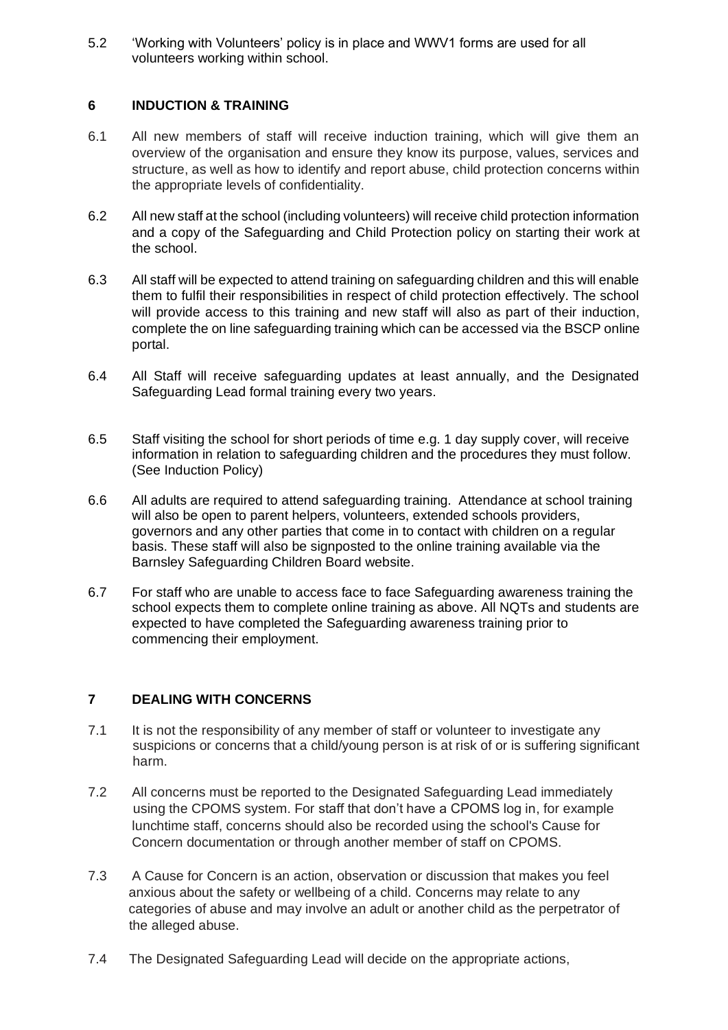5.2 'Working with Volunteers' policy is in place and WWV1 forms are used for all volunteers working within school.

## 6 INDUCTION & TRAINING

6.1 All new members of staff will receive induction training, which will give them an overview of the organisation and ensure they know its purpose, values, services and structure, as well as how to identify and report abuse, child protection concerns within the appropriate levels of confidentiality.

6.2 All new staff at the school (including volunteers) will receive child protection information and a copy of the Safeguarding and Child Protection policy on starting their work at the school.

6.3 All staff will be expected to attend training on safeguarding children and this will enable them to fulfil their responsibilities in respect of child protection effectively. The school will provide access to this training and new staff will also as part of their induction, complete the on line safeguarding training which can be accessed via the BSCP online portal.

6.4 All Staff will receive safeguarding updates at least annually, and the Designated Safeguarding Lead formal training every two years.

6.5 Staff visiting the school for short periods of time e.g. 1 day supply cover, will receive information in relation to safeguarding children and the procedures they must follow. (See Induction Policy)

6.6 All adults are required to attend safeguarding training. Attendance at school training will also be open to parent helpers, volunteers, extended schools providers, governors and any other parties that come in to contact with children on a regular basis. These staff will also be signposted to the online training available via the Barnsley Safeguarding Children Board website.

6.7 For staff who are unable to access face to face Safeguarding awareness training the school expects them to complete online training as above. All NQTs and students are expected to have completed the Safeguarding awareness training prior to commencing their employment.

## 7 DEALING WITH CONCERNS

7.1 It is not the responsibility of any member of staff or volunteer to investigate any suspicions or concerns that a child/young person is at risk of or is suffering significant harm.

7.2 All concerns must be reported to the Designated Safeguarding Lead immediately using the CPOMS system. For staff that don't have a CPOMS log in, for example lunchtime staff, concerns should also be recorded using the school's Cause for Concern documentation or through another member of staff on CPOMS.

7.3 A Cause for Concern is an action, observation or discussion that makes you feel anxious about the safety or wellbeing of a child. Concerns may relate to any categories of abuse and may involve an adult or another child as the perpetrator of the alleged abuse.

7.4 The Designated Safeguarding Lead will decide on the appropriate actions,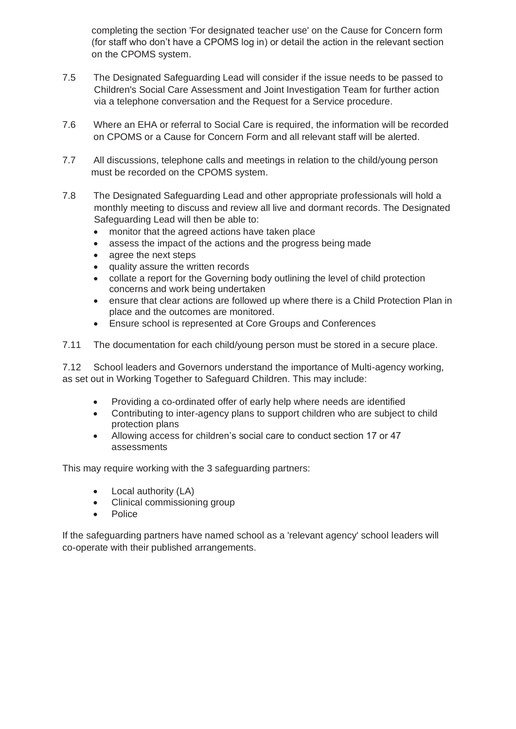completing the section 'For designated teacher use' on the Cause for Concern form (for staff who don't have a CPOMS log in) or detail the action in the relevant section on the CPOMS system.

7.5 The Designated Safeguarding Lead will consider if the issue needs to be passed to Children's Social Care Assessment and Joint Investigation Team for further action via a telephone conversation and the Request for a Service procedure.

7.6 Where an EHA or referral to Social Care is required, the information will be recorded on CPOMS or a Cause for Concern Form and all relevant staff will be alerted.

7.7 All discussions, telephone calls and meetings in relation to the child/young person must be recorded on the CPOMS system.

7.8 The Designated Safeguarding Lead and other appropriate professionals will hold a monthly meeting to discuss and review all live and dormant records. The Designated Safeguarding Lead will then be able to:

- monitor that the agreed actions have taken place
- assess the impact of the actions and the progress being made
- agree the next steps
- quality assure the written records
- collate a report for the Governing body outlining the level of child protection concerns and work being undertaken
- ensure that clear actions are followed up where there is a Child Protection Plan in place and the outcomes are monitored.
- Ensure school is represented at Core Groups and Conferences

7.11 The documentation for each child/young person must be stored in a secure place.

7.12 School leaders and Governors understand the importance of Multi-agency working, as set out in Working Together to Safeguard Children. This may include:

- Providing a co-ordinated offer of early help where needs are identified
- Contributing to inter-agency plans to support children who are subject to child protection plans
- Allowing access for children's social care to conduct section 17 or 47 assessments

This may require working with the 3 safeguarding partners:

- Local authority (LA)
- Clinical commissioning group
- Police

If the safeguarding partners have named school as a 'relevant agency' school leaders will co-operate with their published arrangements.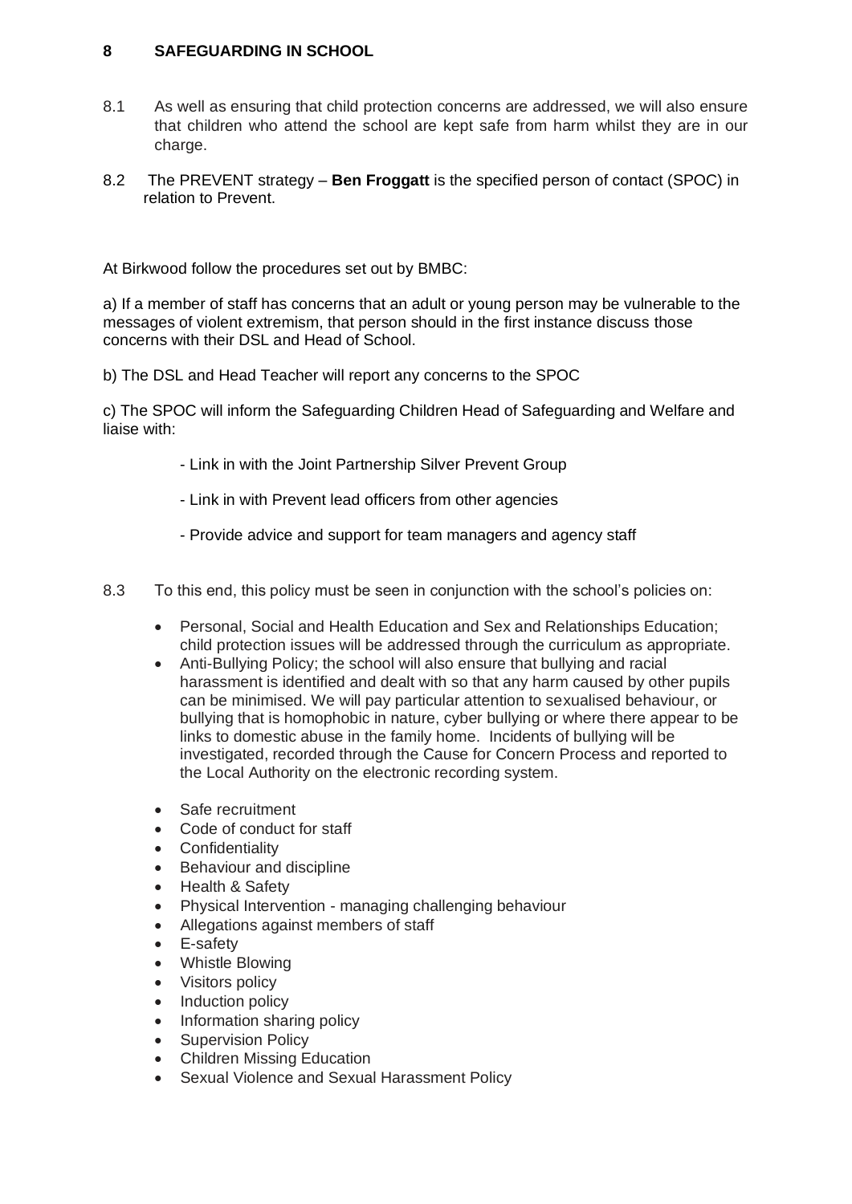## 8 SAFEGUARDING IN SCHOOL

8.1 As well as ensuring that child protection concerns are addressed, we will also ensure that children who attend the school are kept safe from harm whilst they are in our charge.

8.2 The PREVENT strategy – **Ben Froggatt** is the specified person of contact (SPOC) in relation to Prevent.

At Birkwood follow the procedures set out by BMBC:

a) If a member of staff has concerns that an adult or young person may be vulnerable to the messages of violent extremism, that person should in the first instance discuss those concerns with their DSL and Head of School.

b) The DSL and Head Teacher will report any concerns to the SPOC

c) The SPOC will inform the Safeguarding Children Head of Safeguarding and Welfare and liaise with:

- Link in with the Joint Partnership Silver Prevent Group
- Link in with Prevent lead officers from other agencies
- Provide advice and support for team managers and agency staff

8.3 To this end, this policy must be seen in conjunction with the school's policies on:

- Personal, Social and Health Education and Sex and Relationships Education; child protection issues will be addressed through the curriculum as appropriate.
- Anti-Bullying Policy; the school will also ensure that bullying and racial harassment is identified and dealt with so that any harm caused by other pupils can be minimised. We will pay particular attention to sexualised behaviour, or bullying that is homophobic in nature, cyber bullying or where there appear to be links to domestic abuse in the family home. Incidents of bullying will be investigated, recorded through the Cause for Concern Process and reported to the Local Authority on the electronic recording system.
- Safe recruitment
- Code of conduct for staff
- Confidentiality
- Behaviour and discipline
- Health & Safety
- Physical Intervention - managing challenging behaviour
- Allegations against members of staff
- E-safety
- Whistle Blowing
- Visitors policy
- Induction policy
- Information sharing policy
- Supervision Policy
- Children Missing Education
- Sexual Violence and Sexual Harassment Policy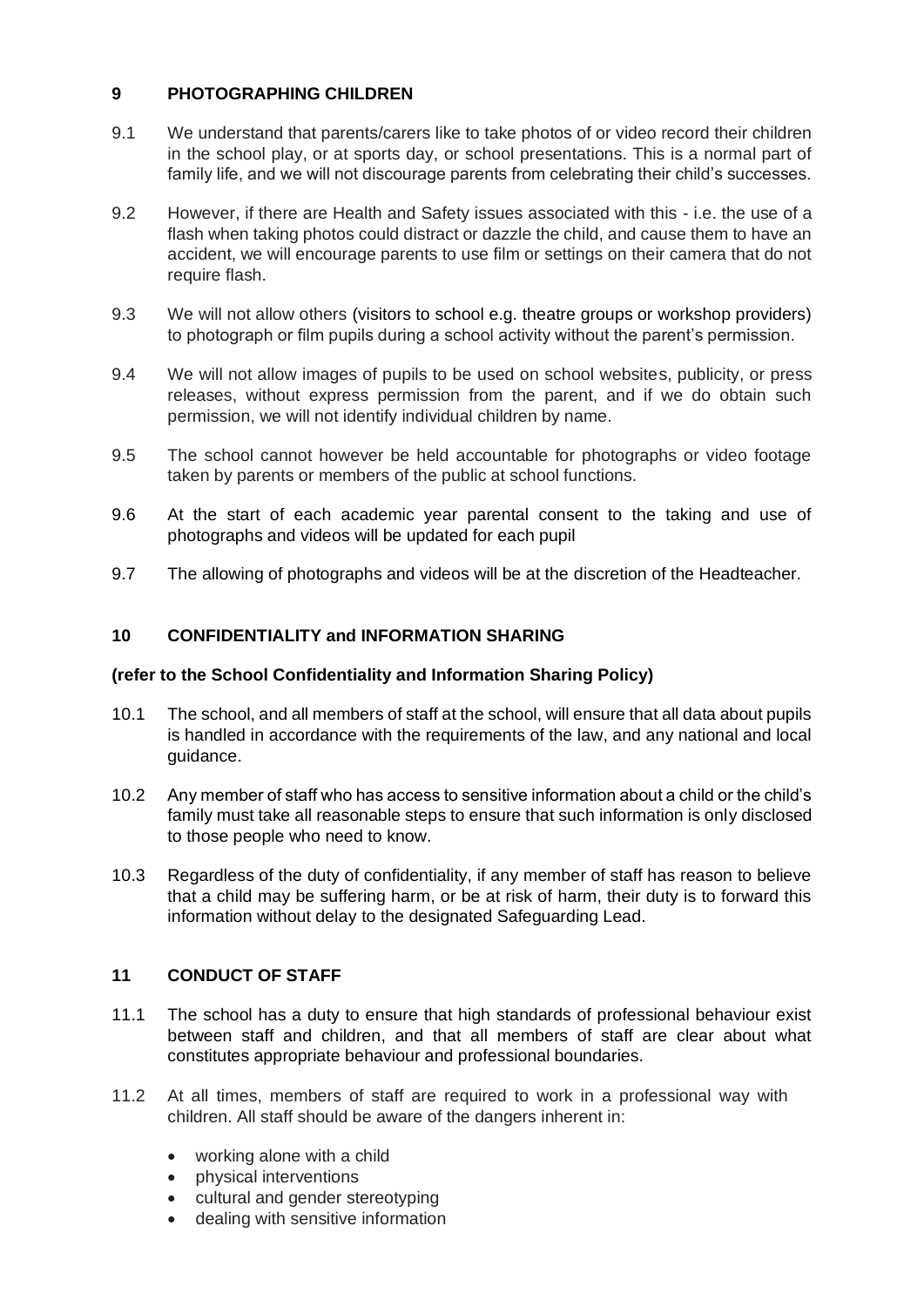## 9 PHOTOGRAPHING CHILDREN

9.1 We understand that parents/carers like to take photos of or video record their children in the school play, or at sports day, or school presentations. This is a normal part of family life, and we will not discourage parents from celebrating their child's successes.

9.2 However, if there are Health and Safety issues associated with this - i.e. the use of a flash when taking photos could distract or dazzle the child, and cause them to have an accident, we will encourage parents to use film or settings on their camera that do not require flash.

9.3 We will not allow others (visitors to school e.g. theatre groups or workshop providers) to photograph or film pupils during a school activity without the parent's permission.

9.4 We will not allow images of pupils to be used on school websites, publicity, or press releases, without express permission from the parent, and if we do obtain such permission, we will not identify individual children by name.

9.5 The school cannot however be held accountable for photographs or video footage taken by parents or members of the public at school functions.

9.6 At the start of each academic year parental consent to the taking and use of photographs and videos will be updated for each pupil

9.7 The allowing of photographs and videos will be at the discretion of the Headteacher.

## 10 CONFIDENTIALITY and INFORMATION SHARING

**(refer to the School Confidentiality and Information Sharing Policy)**

10.1 The school, and all members of staff at the school, will ensure that all data about pupils is handled in accordance with the requirements of the law, and any national and local guidance.

10.2 Any member of staff who has access to sensitive information about a child or the child's family must take all reasonable steps to ensure that such information is only disclosed to those people who need to know.

10.3 Regardless of the duty of confidentiality, if any member of staff has reason to believe that a child may be suffering harm, or be at risk of harm, their duty is to forward this information without delay to the designated Safeguarding Lead.

## 11 CONDUCT OF STAFF

11.1 The school has a duty to ensure that high standards of professional behaviour exist between staff and children, and that all members of staff are clear about what constitutes appropriate behaviour and professional boundaries.

11.2 At all times, members of staff are required to work in a professional way with children. All staff should be aware of the dangers inherent in:

- working alone with a child
- physical interventions
- cultural and gender stereotyping
- dealing with sensitive information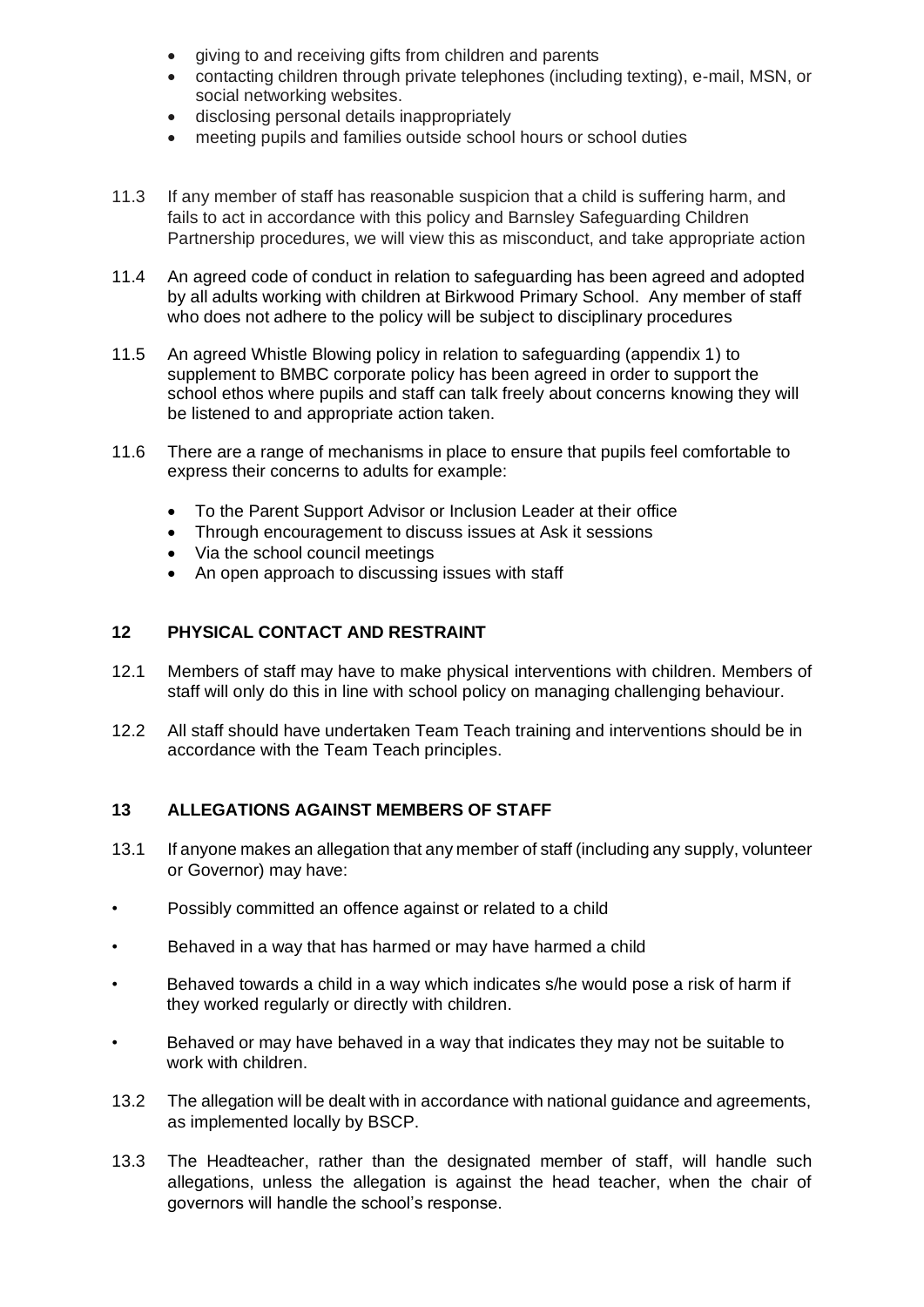- giving to and receiving gifts from children and parents
- contacting children through private telephones (including texting), e-mail, MSN, or social networking websites.
- disclosing personal details inappropriately
- meeting pupils and families outside school hours or school duties

11.3 If any member of staff has reasonable suspicion that a child is suffering harm, and fails to act in accordance with this policy and Barnsley Safeguarding Children Partnership procedures, we will view this as misconduct, and take appropriate action

11.4 An agreed code of conduct in relation to safeguarding has been agreed and adopted by all adults working with children at Birkwood Primary School. Any member of staff who does not adhere to the policy will be subject to disciplinary procedures

11.5 An agreed Whistle Blowing policy in relation to safeguarding (appendix 1) to supplement to BMBC corporate policy has been agreed in order to support the school ethos where pupils and staff can talk freely about concerns knowing they will be listened to and appropriate action taken.

11.6 There are a range of mechanisms in place to ensure that pupils feel comfortable to express their concerns to adults for example:

- To the Parent Support Advisor or Inclusion Leader at their office
- Through encouragement to discuss issues at Ask it sessions
- Via the school council meetings
- An open approach to discussing issues with staff

## 12 PHYSICAL CONTACT AND RESTRAINT

12.1 Members of staff may have to make physical interventions with children. Members of staff will only do this in line with school policy on managing challenging behaviour.

12.2 All staff should have undertaken Team Teach training and interventions should be in accordance with the Team Teach principles.

## 13 ALLEGATIONS AGAINST MEMBERS OF STAFF

13.1 If anyone makes an allegation that any member of staff (including any supply, volunteer or Governor) may have:

- Possibly committed an offence against or related to a child
- Behaved in a way that has harmed or may have harmed a child
- Behaved towards a child in a way which indicates s/he would pose a risk of harm if they worked regularly or directly with children.
- Behaved or may have behaved in a way that indicates they may not be suitable to work with children.

13.2 The allegation will be dealt with in accordance with national guidance and agreements, as implemented locally by BSCP.

13.3 The Headteacher, rather than the designated member of staff, will handle such allegations, unless the allegation is against the head teacher, when the chair of governors will handle the school's response.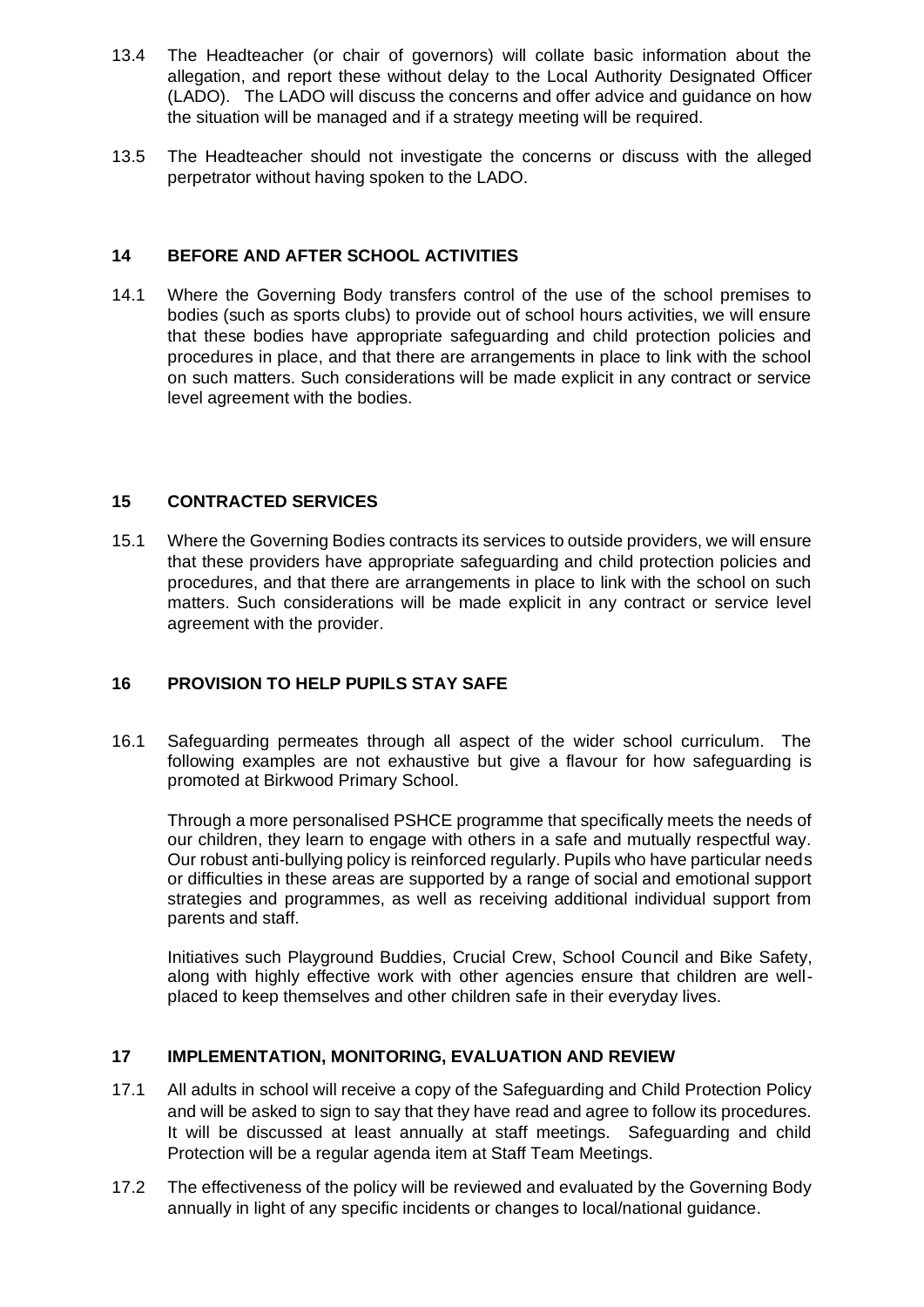13.4 The Headteacher (or chair of governors) will collate basic information about the allegation, and report these without delay to the Local Authority Designated Officer (LADO). The LADO will discuss the concerns and offer advice and guidance on how the situation will be managed and if a strategy meeting will be required.

13.5 The Headteacher should not investigate the concerns or discuss with the alleged perpetrator without having spoken to the LADO.

## 14 BEFORE AND AFTER SCHOOL ACTIVITIES

14.1 Where the Governing Body transfers control of the use of the school premises to bodies (such as sports clubs) to provide out of school hours activities, we will ensure that these bodies have appropriate safeguarding and child protection policies and procedures in place, and that there are arrangements in place to link with the school on such matters. Such considerations will be made explicit in any contract or service level agreement with the bodies.

## 15 CONTRACTED SERVICES

15.1 Where the Governing Bodies contracts its services to outside providers, we will ensure that these providers have appropriate safeguarding and child protection policies and procedures, and that there are arrangements in place to link with the school on such matters. Such considerations will be made explicit in any contract or service level agreement with the provider.

## 16 PROVISION TO HELP PUPILS STAY SAFE

16.1 Safeguarding permeates through all aspect of the wider school curriculum. The following examples are not exhaustive but give a flavour for how safeguarding is promoted at Birkwood Primary School.

Through a more personalised PSHCE programme that specifically meets the needs of our children, they learn to engage with others in a safe and mutually respectful way. Our robust anti-bullying policy is reinforced regularly. Pupils who have particular needs or difficulties in these areas are supported by a range of social and emotional support strategies and programmes, as well as receiving additional individual support from parents and staff.

Initiatives such Playground Buddies, Crucial Crew, School Council and Bike Safety, along with highly effective work with other agencies ensure that children are well-placed to keep themselves and other children safe in their everyday lives.

## 17 IMPLEMENTATION, MONITORING, EVALUATION AND REVIEW

17.1 All adults in school will receive a copy of the Safeguarding and Child Protection Policy and will be asked to sign to say that they have read and agree to follow its procedures. It will be discussed at least annually at staff meetings. Safeguarding and child Protection will be a regular agenda item at Staff Team Meetings.

17.2 The effectiveness of the policy will be reviewed and evaluated by the Governing Body annually in light of any specific incidents or changes to local/national guidance.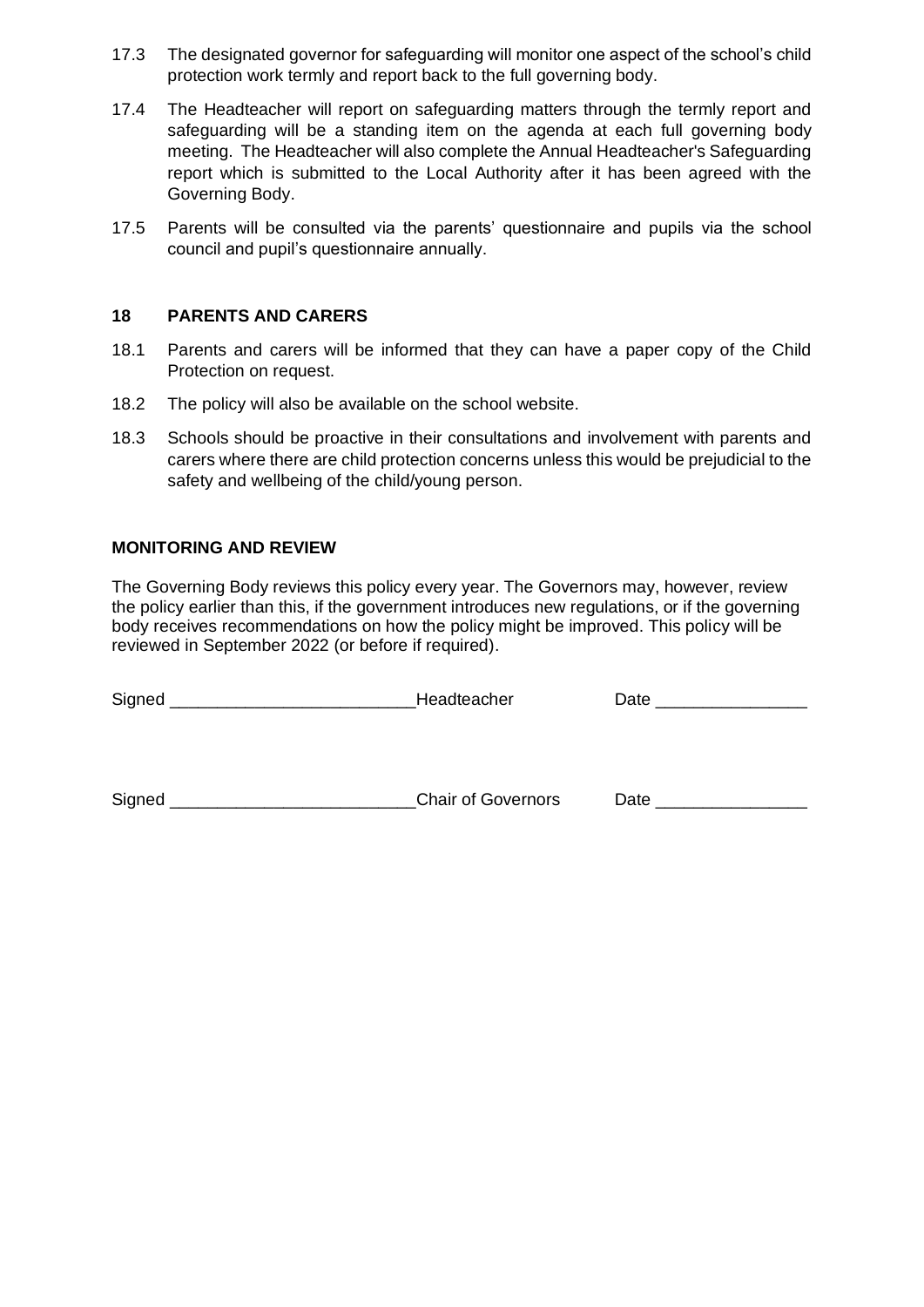17.3 The designated governor for safeguarding will monitor one aspect of the school's child protection work termly and report back to the full governing body.

17.4 The Headteacher will report on safeguarding matters through the termly report and safeguarding will be a standing item on the agenda at each full governing body meeting. The Headteacher will also complete the Annual Headteacher's Safeguarding report which is submitted to the Local Authority after it has been agreed with the Governing Body.

17.5 Parents will be consulted via the parents' questionnaire and pupils via the school council and pupil's questionnaire annually.

## 18 PARENTS AND CARERS

18.1 Parents and carers will be informed that they can have a paper copy of the Child Protection on request.

18.2 The policy will also be available on the school website.

18.3 Schools should be proactive in their consultations and involvement with parents and carers where there are child protection concerns unless this would be prejudicial to the safety and wellbeing of the child/young person.

## MONITORING AND REVIEW

The Governing Body reviews this policy every year. The Governors may, however, review the policy earlier than this, if the government introduces new regulations, or if the governing body receives recommendations on how the policy might be improved. This policy will be reviewed in September 2022 (or before if required).

Signed _________________________ Headteacher Date ________________

Signed _________________________ Chair of Governors Date ________________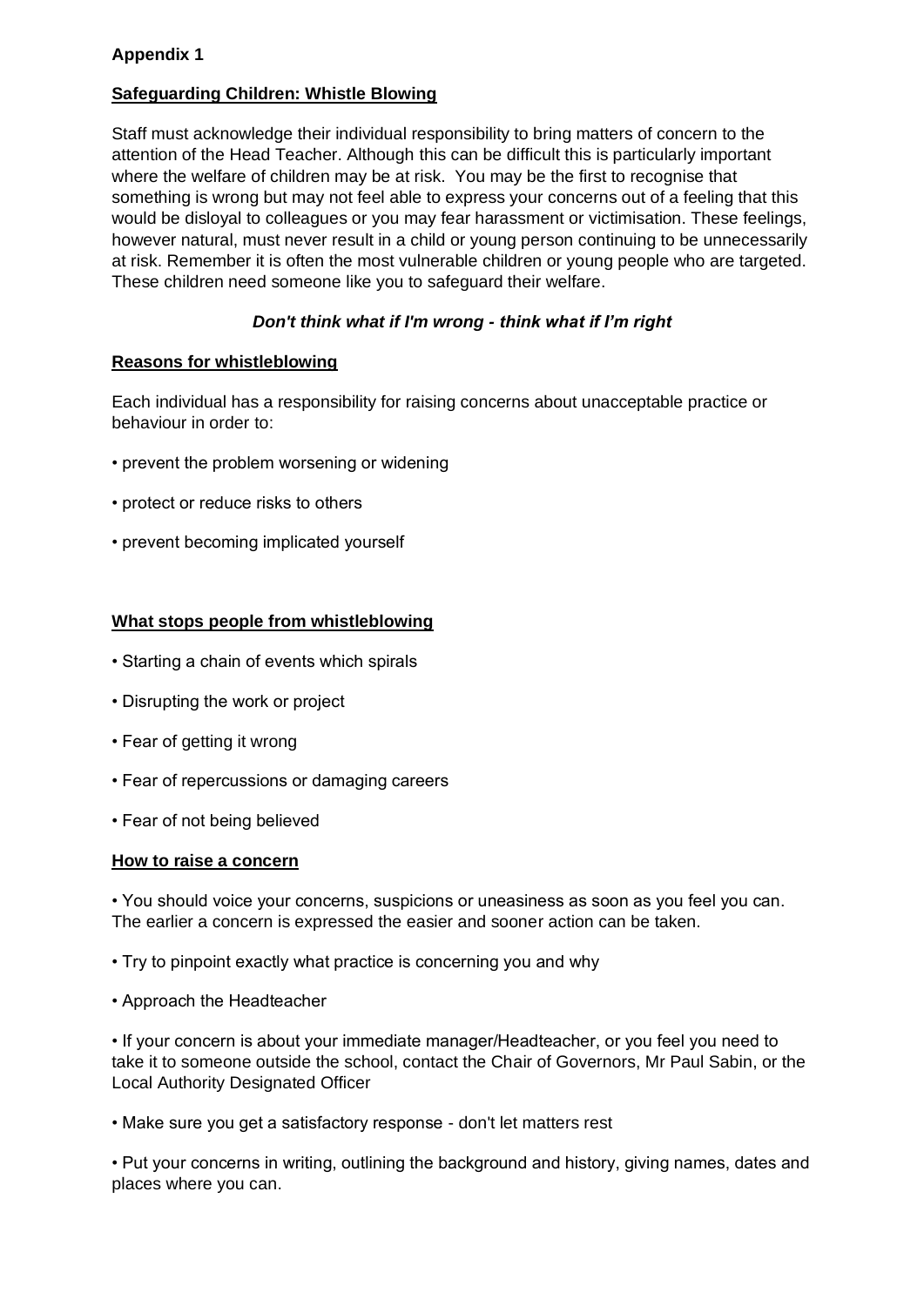**Appendix 1**

## Safeguarding Children: Whistle Blowing

Staff must acknowledge their individual responsibility to bring matters of concern to the attention of the Head Teacher. Although this can be difficult this is particularly important where the welfare of children may be at risk. You may be the first to recognise that something is wrong but may not feel able to express your concerns out of a feeling that this would be disloyal to colleagues or you may fear harassment or victimisation. These feelings, however natural, must never result in a child or young person continuing to be unnecessarily at risk. Remember it is often the most vulnerable children or young people who are targeted. These children need someone like you to safeguard their welfare.

***Don't think what if I'm wrong - think what if I'm right***

### Reasons for whistleblowing

Each individual has a responsibility for raising concerns about unacceptable practice or behaviour in order to:

- prevent the problem worsening or widening
- protect or reduce risks to others
- prevent becoming implicated yourself

### What stops people from whistleblowing

- Starting a chain of events which spirals
- Disrupting the work or project
- Fear of getting it wrong
- Fear of repercussions or damaging careers
- Fear of not being believed

### How to raise a concern

- You should voice your concerns, suspicions or uneasiness as soon as you feel you can. The earlier a concern is expressed the easier and sooner action can be taken.
- Try to pinpoint exactly what practice is concerning you and why
- Approach the Headteacher
- If your concern is about your immediate manager/Headteacher, or you feel you need to take it to someone outside the school, contact the Chair of Governors, Mr Paul Sabin, or the Local Authority Designated Officer
- Make sure you get a satisfactory response - don't let matters rest
- Put your concerns in writing, outlining the background and history, giving names, dates and places where you can.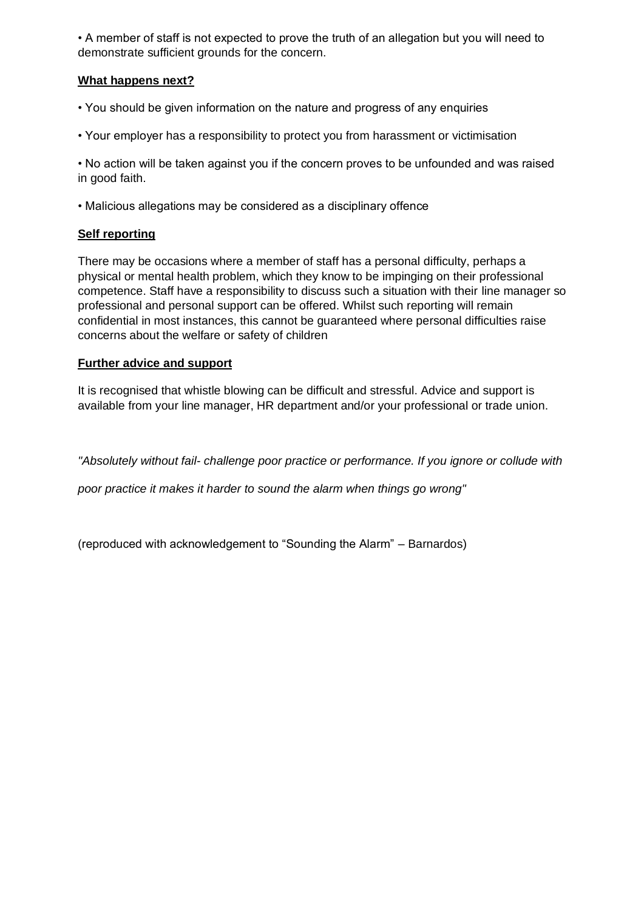- A member of staff is not expected to prove the truth of an allegation but you will need to demonstrate sufficient grounds for the concern.

**What happens next?**

- You should be given information on the nature and progress of any enquiries
- Your employer has a responsibility to protect you from harassment or victimisation
- No action will be taken against you if the concern proves to be unfounded and was raised in good faith.
- Malicious allegations may be considered as a disciplinary offence

**Self reporting**

There may be occasions where a member of staff has a personal difficulty, perhaps a physical or mental health problem, which they know to be impinging on their professional competence. Staff have a responsibility to discuss such a situation with their line manager so professional and personal support can be offered. Whilst such reporting will remain confidential in most instances, this cannot be guaranteed where personal difficulties raise concerns about the welfare or safety of children

**Further advice and support**

It is recognised that whistle blowing can be difficult and stressful. Advice and support is available from your line manager, HR department and/or your professional or trade union.

*"Absolutely without fail- challenge poor practice or performance. If you ignore or collude with poor practice it makes it harder to sound the alarm when things go wrong"*

(reproduced with acknowledgement to “Sounding the Alarm” – Barnardos)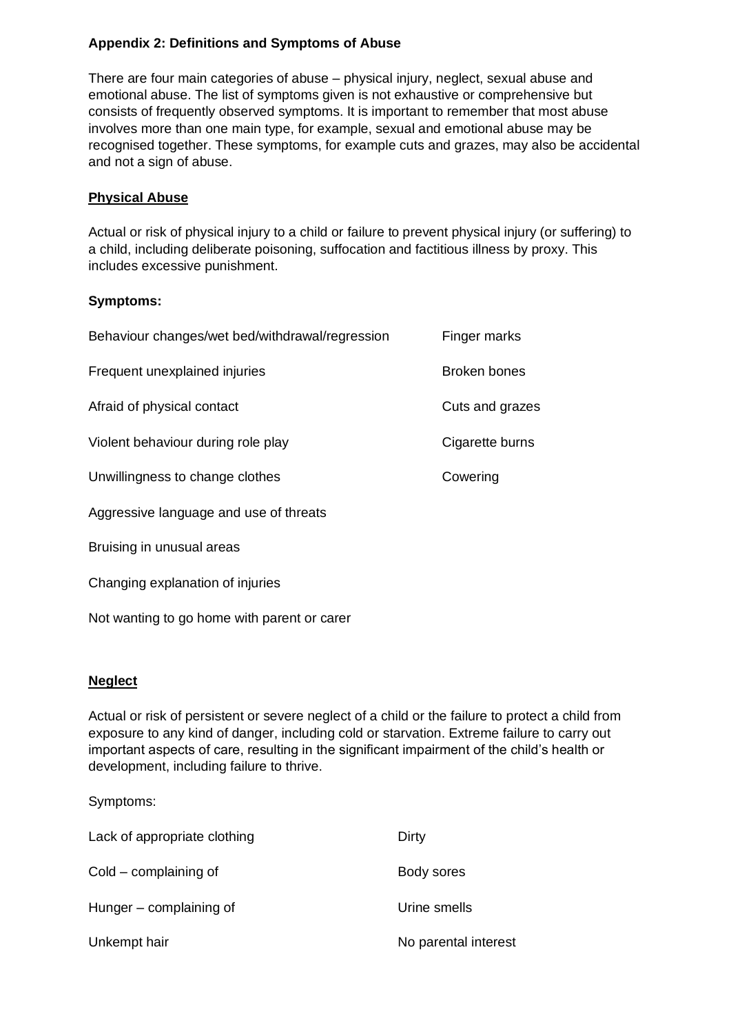**Appendix 2: Definitions and Symptoms of Abuse**

There are four main categories of abuse – physical injury, neglect, sexual abuse and emotional abuse. The list of symptoms given is not exhaustive or comprehensive but consists of frequently observed symptoms. It is important to remember that most abuse involves more than one main type, for example, sexual and emotional abuse may be recognised together. These symptoms, for example cuts and grazes, may also be accidental and not a sign of abuse.

**Physical Abuse**

Actual or risk of physical injury to a child or failure to prevent physical injury (or suffering) to a child, including deliberate poisoning, suffocation and factitious illness by proxy. This includes excessive punishment.

**Symptoms:**

| | |
|---|---|
| Behaviour changes/wet bed/withdrawal/regression | Finger marks |
| Frequent unexplained injuries | Broken bones |
| Afraid of physical contact | Cuts and grazes |
| Violent behaviour during role play | Cigarette burns |
| Unwillingness to change clothes | Cowering |
| Aggressive language and use of threats | |
| Bruising in unusual areas | |
| Changing explanation of injuries | |
| Not wanting to go home with parent or carer | |

**Neglect**

Actual or risk of persistent or severe neglect of a child or the failure to protect a child from exposure to any kind of danger, including cold or starvation. Extreme failure to carry out important aspects of care, resulting in the significant impairment of the child's health or development, including failure to thrive.

Symptoms:

| | |
|---|---|
| Lack of appropriate clothing | Dirty |
| Cold – complaining of | Body sores |
| Hunger – complaining of | Urine smells |
| Unkempt hair | No parental interest |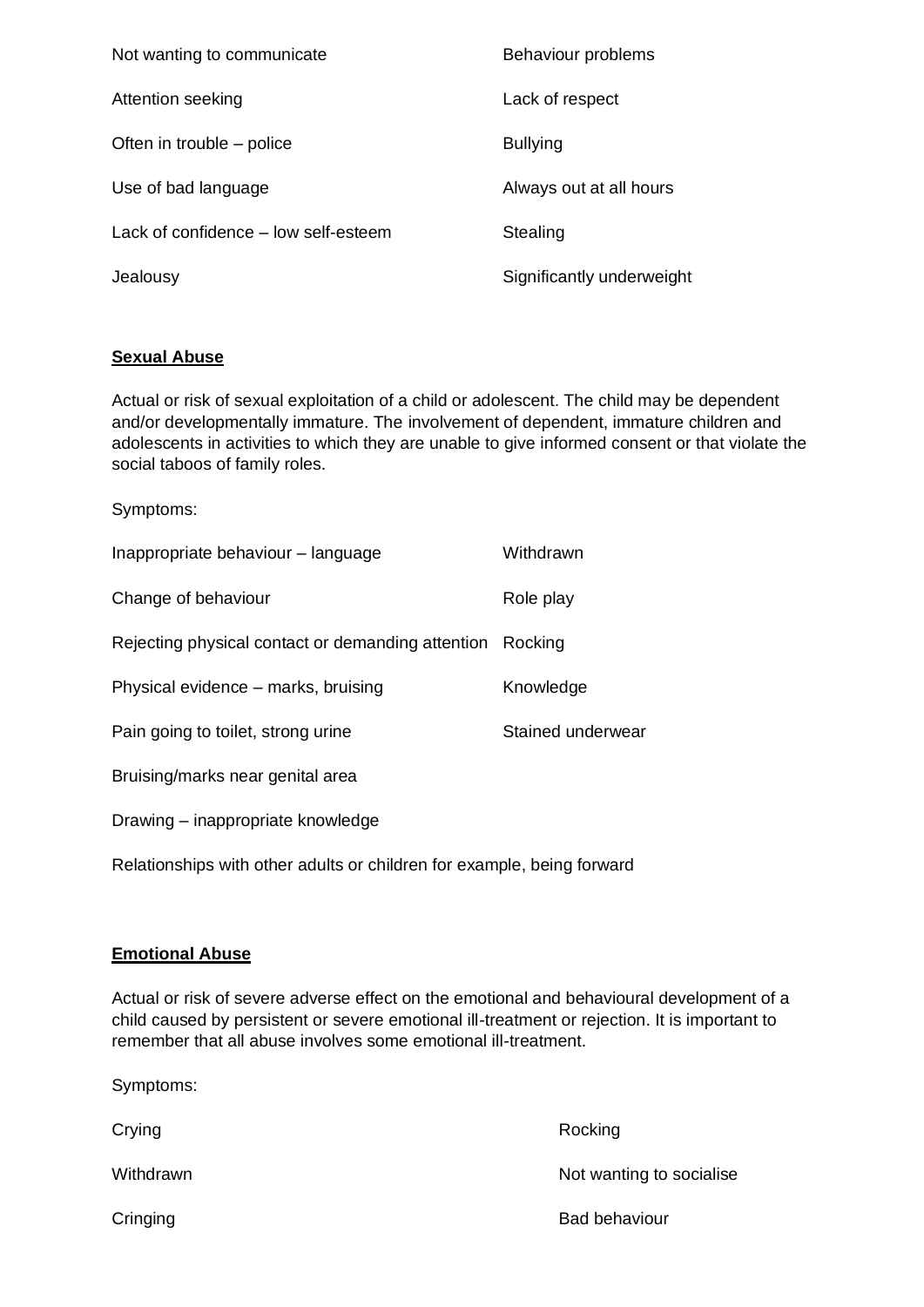| | |
|---|---|
| Not wanting to communicate | Behaviour problems |
| Attention seeking | Lack of respect |
| Often in trouble – police | Bullying |
| Use of bad language | Always out at all hours |
| Lack of confidence – low self-esteem | Stealing |
| Jealousy | Significantly underweight |

**Sexual Abuse**

Actual or risk of sexual exploitation of a child or adolescent. The child may be dependent and/or developmentally immature. The involvement of dependent, immature children and adolescents in activities to which they are unable to give informed consent or that violate the social taboos of family roles.

Symptoms:

| | |
|---|---|
| Inappropriate behaviour – language | Withdrawn |
| Change of behaviour | Role play |
| Rejecting physical contact or demanding attention | Rocking |
| Physical evidence – marks, bruising | Knowledge |
| Pain going to toilet, strong urine | Stained underwear |
| Bruising/marks near genital area | |
| Drawing – inappropriate knowledge | |

Relationships with other adults or children for example, being forward

**Emotional Abuse**

Actual or risk of severe adverse effect on the emotional and behavioural development of a child caused by persistent or severe emotional ill-treatment or rejection. It is important to remember that all abuse involves some emotional ill-treatment.

Symptoms:

| | |
|---|---|
| Crying | Rocking |
| Withdrawn | Not wanting to socialise |
| Cringing | Bad behaviour |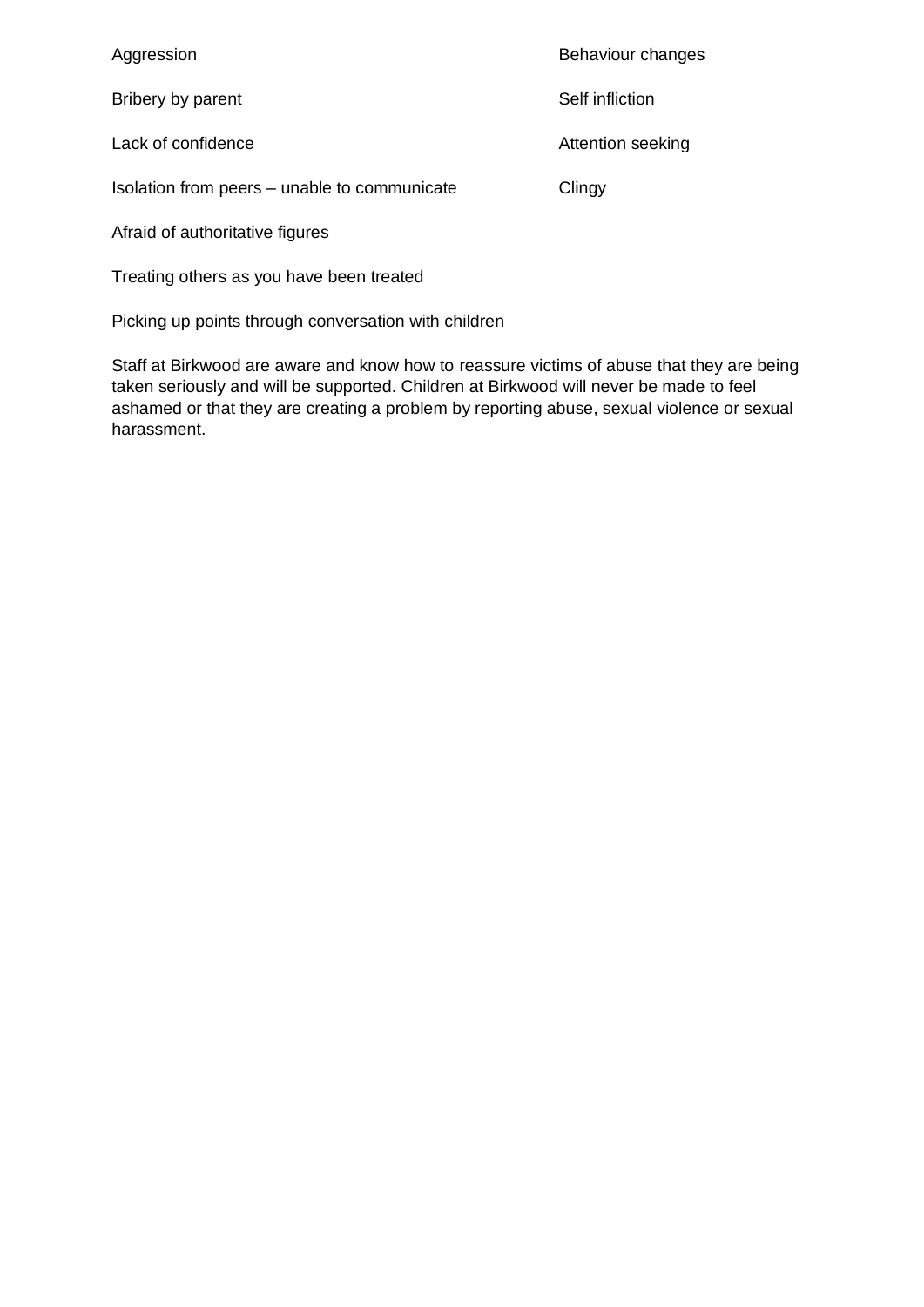Aggression

Bribery by parent

Lack of confidence

Isolation from peers – unable to communicate

Afraid of authoritative figures

Treating others as you have been treated

Picking up points through conversation with children

Behaviour changes

Self infliction

Attention seeking

Clingy

Staff at Birkwood are aware and know how to reassure victims of abuse that they are being taken seriously and will be supported. Children at Birkwood will never be made to feel ashamed or that they are creating a problem by reporting abuse, sexual violence or sexual harassment.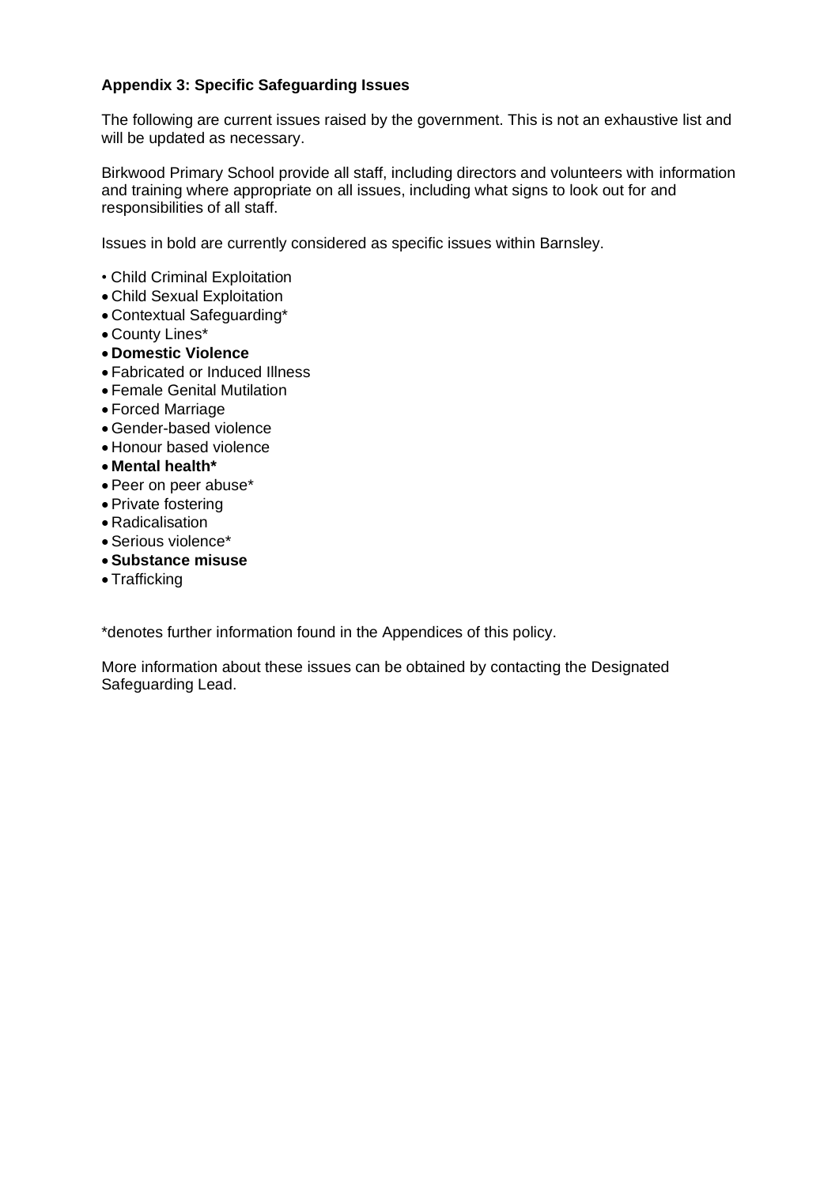**Appendix 3: Specific Safeguarding Issues**

The following are current issues raised by the government. This is not an exhaustive list and will be updated as necessary.

Birkwood Primary School provide all staff, including directors and volunteers with information and training where appropriate on all issues, including what signs to look out for and responsibilities of all staff.

Issues in bold are currently considered as specific issues within Barnsley.

- Child Criminal Exploitation
- Child Sexual Exploitation
- Contextual Safeguarding*
- County Lines*
- **Domestic Violence**
- Fabricated or Induced Illness
- Female Genital Mutilation
- Forced Marriage
- Gender-based violence
- Honour based violence
- **Mental health***
- Peer on peer abuse*
- Private fostering
- Radicalisation
- Serious violence*
- **Substance misuse**
- Trafficking

*denotes further information found in the Appendices of this policy.

More information about these issues can be obtained by contacting the Designated Safeguarding Lead.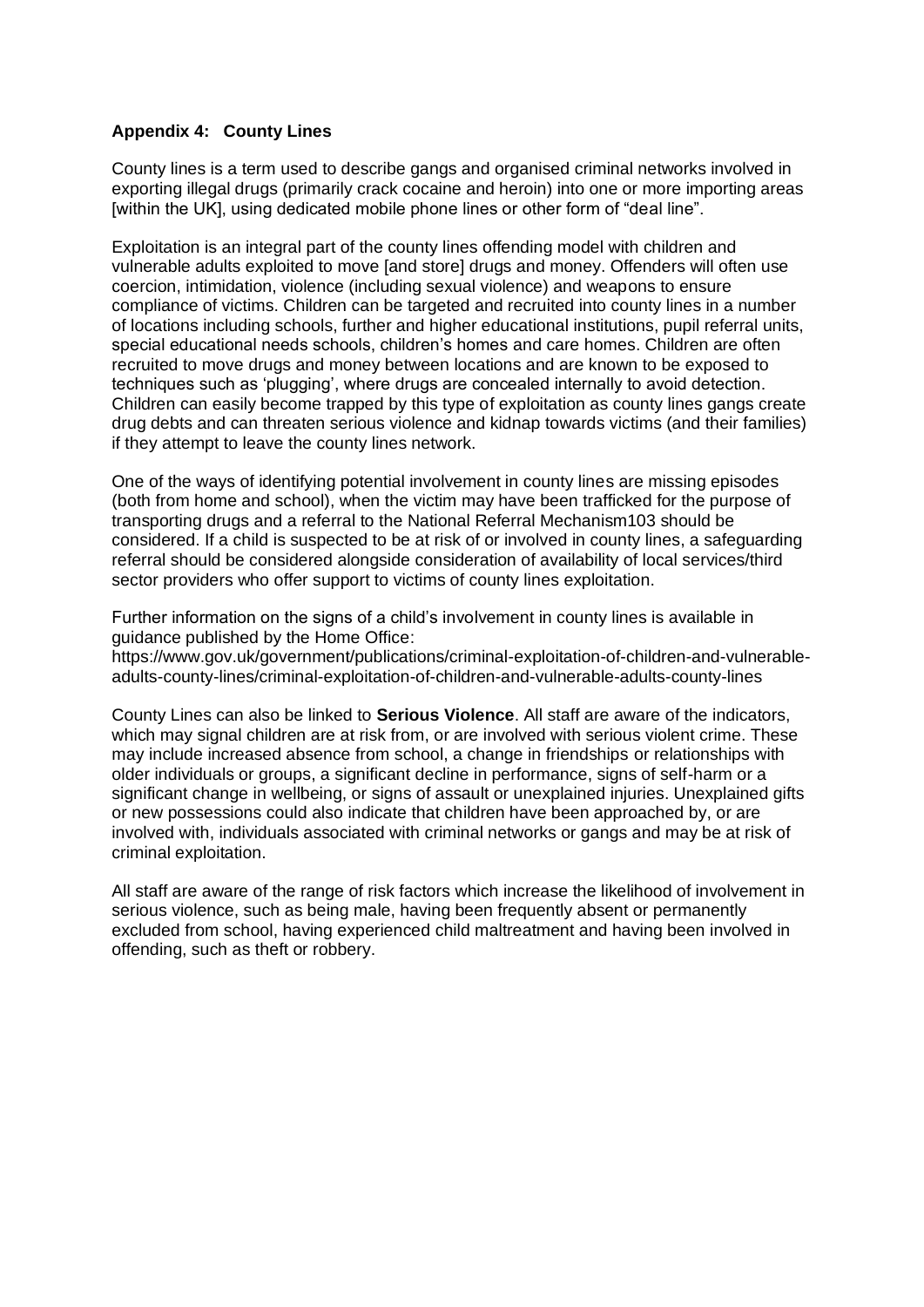**Appendix 4: County Lines**

County lines is a term used to describe gangs and organised criminal networks involved in exporting illegal drugs (primarily crack cocaine and heroin) into one or more importing areas [within the UK], using dedicated mobile phone lines or other form of "deal line".

Exploitation is an integral part of the county lines offending model with children and vulnerable adults exploited to move [and store] drugs and money. Offenders will often use coercion, intimidation, violence (including sexual violence) and weapons to ensure compliance of victims. Children can be targeted and recruited into county lines in a number of locations including schools, further and higher educational institutions, pupil referral units, special educational needs schools, children's homes and care homes. Children are often recruited to move drugs and money between locations and are known to be exposed to techniques such as 'plugging', where drugs are concealed internally to avoid detection. Children can easily become trapped by this type of exploitation as county lines gangs create drug debts and can threaten serious violence and kidnap towards victims (and their families) if they attempt to leave the county lines network.

One of the ways of identifying potential involvement in county lines are missing episodes (both from home and school), when the victim may have been trafficked for the purpose of transporting drugs and a referral to the National Referral Mechanism103 should be considered. If a child is suspected to be at risk of or involved in county lines, a safeguarding referral should be considered alongside consideration of availability of local services/third sector providers who offer support to victims of county lines exploitation.

Further information on the signs of a child's involvement in county lines is available in guidance published by the Home Office:
https://www.gov.uk/government/publications/criminal-exploitation-of-children-and-vulnerable-adults-county-lines/criminal-exploitation-of-children-and-vulnerable-adults-county-lines

County Lines can also be linked to **Serious Violence**. All staff are aware of the indicators, which may signal children are at risk from, or are involved with serious violent crime. These may include increased absence from school, a change in friendships or relationships with older individuals or groups, a significant decline in performance, signs of self-harm or a significant change in wellbeing, or signs of assault or unexplained injuries. Unexplained gifts or new possessions could also indicate that children have been approached by, or are involved with, individuals associated with criminal networks or gangs and may be at risk of criminal exploitation.

All staff are aware of the range of risk factors which increase the likelihood of involvement in serious violence, such as being male, having been frequently absent or permanently excluded from school, having experienced child maltreatment and having been involved in offending, such as theft or robbery.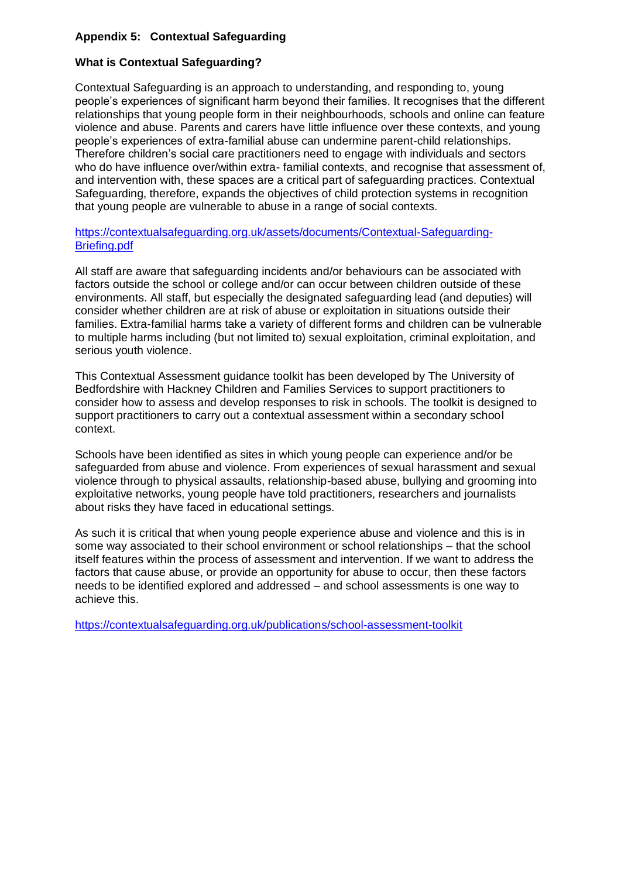## Appendix 5: Contextual Safeguarding

### What is Contextual Safeguarding?

Contextual Safeguarding is an approach to understanding, and responding to, young people's experiences of significant harm beyond their families. It recognises that the different relationships that young people form in their neighbourhoods, schools and online can feature violence and abuse. Parents and carers have little influence over these contexts, and young people's experiences of extra-familial abuse can undermine parent-child relationships. Therefore children's social care practitioners need to engage with individuals and sectors who do have influence over/within extra- familial contexts, and recognise that assessment of, and intervention with, these spaces are a critical part of safeguarding practices. Contextual Safeguarding, therefore, expands the objectives of child protection systems in recognition that young people are vulnerable to abuse in a range of social contexts.

https://contextualsafeguarding.org.uk/assets/documents/Contextual-Safeguarding-Briefing.pdf

All staff are aware that safeguarding incidents and/or behaviours can be associated with factors outside the school or college and/or can occur between children outside of these environments. All staff, but especially the designated safeguarding lead (and deputies) will consider whether children are at risk of abuse or exploitation in situations outside their families. Extra-familial harms take a variety of different forms and children can be vulnerable to multiple harms including (but not limited to) sexual exploitation, criminal exploitation, and serious youth violence.

This Contextual Assessment guidance toolkit has been developed by The University of Bedfordshire with Hackney Children and Families Services to support practitioners to consider how to assess and develop responses to risk in schools. The toolkit is designed to support practitioners to carry out a contextual assessment within a secondary school context.

Schools have been identified as sites in which young people can experience and/or be safeguarded from abuse and violence. From experiences of sexual harassment and sexual violence through to physical assaults, relationship-based abuse, bullying and grooming into exploitative networks, young people have told practitioners, researchers and journalists about risks they have faced in educational settings.

As such it is critical that when young people experience abuse and violence and this is in some way associated to their school environment or school relationships – that the school itself features within the process of assessment and intervention. If we want to address the factors that cause abuse, or provide an opportunity for abuse to occur, then these factors needs to be identified explored and addressed – and school assessments is one way to achieve this.

https://contextualsafeguarding.org.uk/publications/school-assessment-toolkit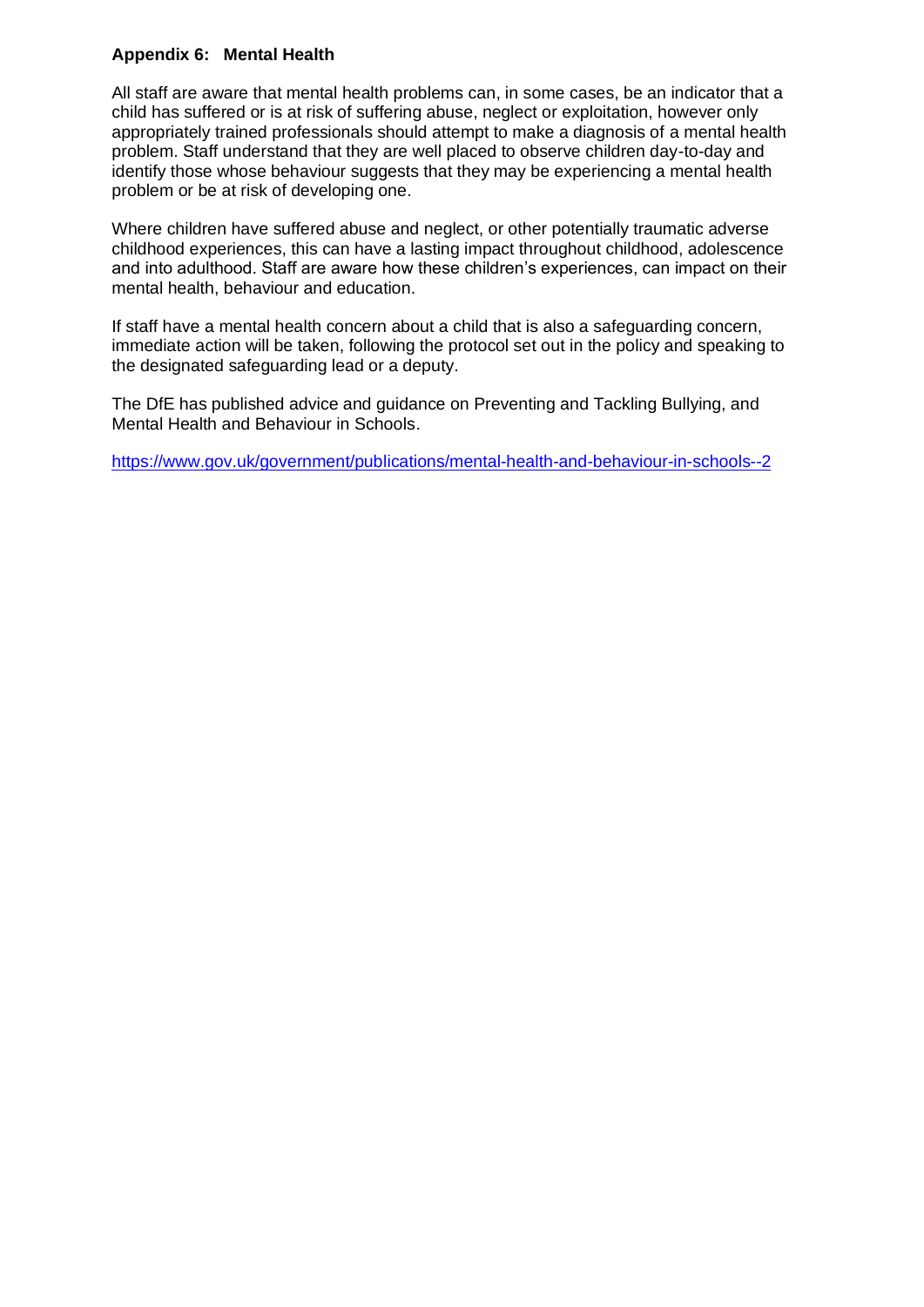## Appendix 6: Mental Health

All staff are aware that mental health problems can, in some cases, be an indicator that a child has suffered or is at risk of suffering abuse, neglect or exploitation, however only appropriately trained professionals should attempt to make a diagnosis of a mental health problem. Staff understand that they are well placed to observe children day-to-day and identify those whose behaviour suggests that they may be experiencing a mental health problem or be at risk of developing one.

Where children have suffered abuse and neglect, or other potentially traumatic adverse childhood experiences, this can have a lasting impact throughout childhood, adolescence and into adulthood. Staff are aware how these children's experiences, can impact on their mental health, behaviour and education.

If staff have a mental health concern about a child that is also a safeguarding concern, immediate action will be taken, following the protocol set out in the policy and speaking to the designated safeguarding lead or a deputy.

The DfE has published advice and guidance on Preventing and Tackling Bullying, and Mental Health and Behaviour in Schools.

https://www.gov.uk/government/publications/mental-health-and-behaviour-in-schools--2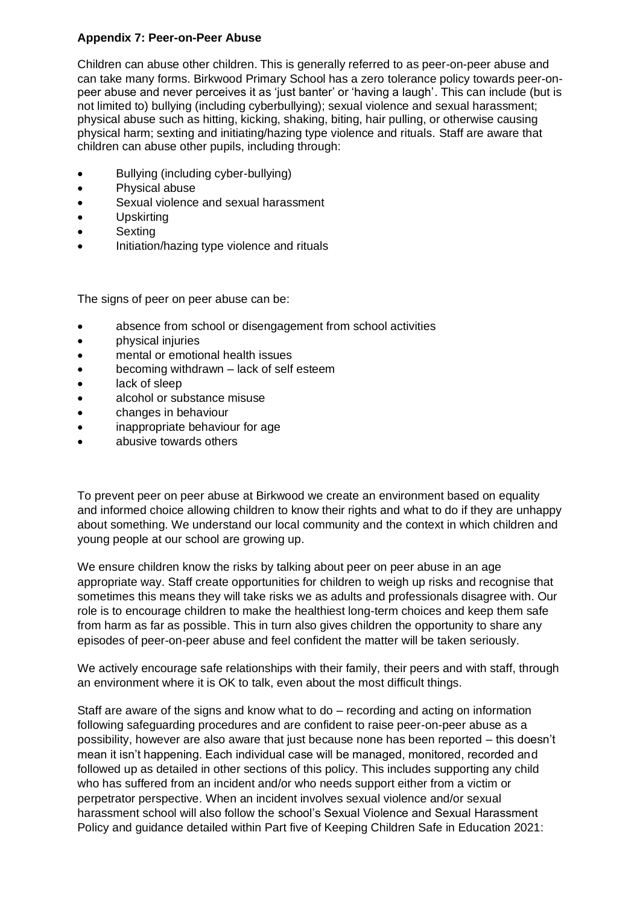**Appendix 7: Peer-on-Peer Abuse**

Children can abuse other children. This is generally referred to as peer-on-peer abuse and can take many forms. Birkwood Primary School has a zero tolerance policy towards peer-on-peer abuse and never perceives it as 'just banter' or 'having a laugh'. This can include (but is not limited to) bullying (including cyberbullying); sexual violence and sexual harassment; physical abuse such as hitting, kicking, shaking, biting, hair pulling, or otherwise causing physical harm; sexting and initiating/hazing type violence and rituals. Staff are aware that children can abuse other pupils, including through:

- Bullying (including cyber-bullying)
- Physical abuse
- Sexual violence and sexual harassment
- Upskirting
- Sexting
- Initiation/hazing type violence and rituals

The signs of peer on peer abuse can be:

- absence from school or disengagement from school activities
- physical injuries
- mental or emotional health issues
- becoming withdrawn – lack of self esteem
- lack of sleep
- alcohol or substance misuse
- changes in behaviour
- inappropriate behaviour for age
- abusive towards others

To prevent peer on peer abuse at Birkwood we create an environment based on equality and informed choice allowing children to know their rights and what to do if they are unhappy about something. We understand our local community and the context in which children and young people at our school are growing up.

We ensure children know the risks by talking about peer on peer abuse in an age appropriate way. Staff create opportunities for children to weigh up risks and recognise that sometimes this means they will take risks we as adults and professionals disagree with. Our role is to encourage children to make the healthiest long-term choices and keep them safe from harm as far as possible. This in turn also gives children the opportunity to share any episodes of peer-on-peer abuse and feel confident the matter will be taken seriously.

We actively encourage safe relationships with their family, their peers and with staff, through an environment where it is OK to talk, even about the most difficult things.

Staff are aware of the signs and know what to do – recording and acting on information following safeguarding procedures and are confident to raise peer-on-peer abuse as a possibility, however are also aware that just because none has been reported – this doesn't mean it isn't happening. Each individual case will be managed, monitored, recorded and followed up as detailed in other sections of this policy. This includes supporting any child who has suffered from an incident and/or who needs support either from a victim or perpetrator perspective. When an incident involves sexual violence and/or sexual harassment school will also follow the school's Sexual Violence and Sexual Harassment Policy and guidance detailed within Part five of Keeping Children Safe in Education 2021: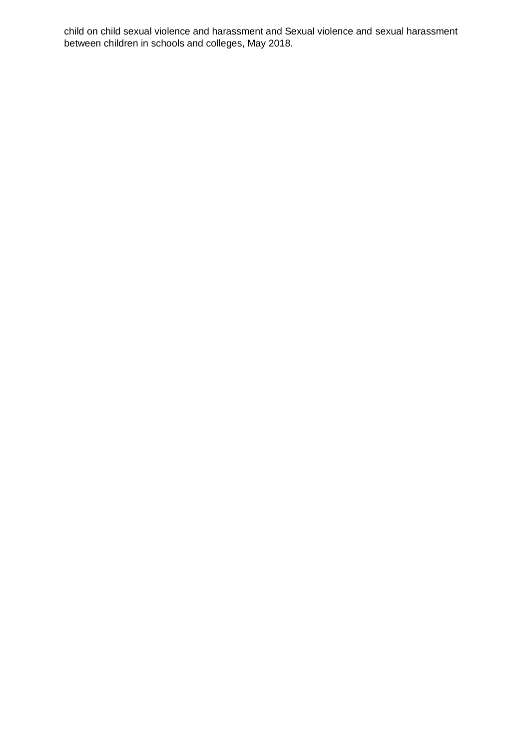child on child sexual violence and harassment and Sexual violence and sexual harassment between children in schools and colleges, May 2018.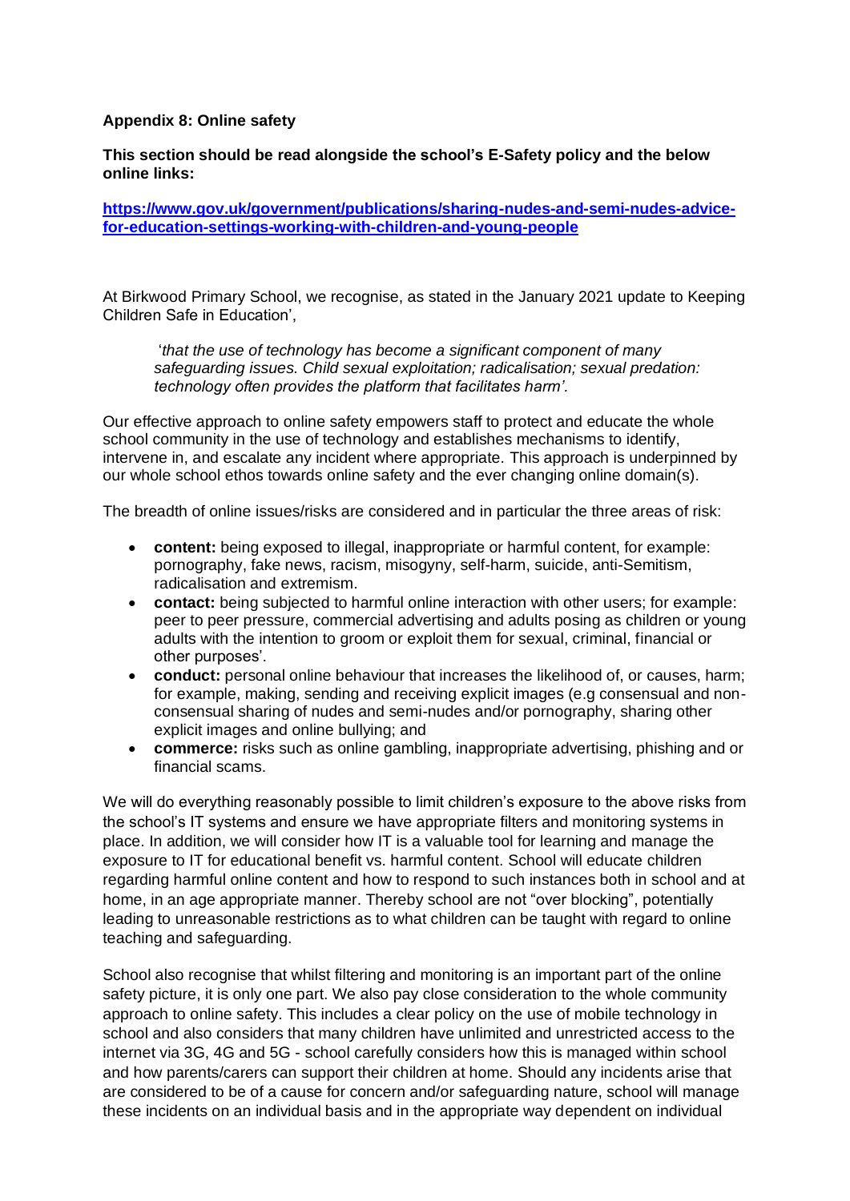**Appendix 8: Online safety**

**This section should be read alongside the school's E-Safety policy and the below online links:**

**[https://www.gov.uk/government/publications/sharing-nudes-and-semi-nudes-advice-for-education-settings-working-with-children-and-young-people](https://www.gov.uk/government/publications/sharing-nudes-and-semi-nudes-advice-for-education-settings-working-with-children-and-young-people)**

At Birkwood Primary School, we recognise, as stated in the January 2021 update to Keeping Children Safe in Education',

> '*that the use of technology has become a significant component of many safeguarding issues. Child sexual exploitation; radicalisation; sexual predation: technology often provides the platform that facilitates harm'.*

Our effective approach to online safety empowers staff to protect and educate the whole school community in the use of technology and establishes mechanisms to identify, intervene in, and escalate any incident where appropriate. This approach is underpinned by our whole school ethos towards online safety and the ever changing online domain(s).

The breadth of online issues/risks are considered and in particular the three areas of risk:

- **content:** being exposed to illegal, inappropriate or harmful content, for example: pornography, fake news, racism, misogyny, self-harm, suicide, anti-Semitism, radicalisation and extremism.
- **contact:** being subjected to harmful online interaction with other users; for example: peer to peer pressure, commercial advertising and adults posing as children or young adults with the intention to groom or exploit them for sexual, criminal, financial or other purposes'.
- **conduct:** personal online behaviour that increases the likelihood of, or causes, harm; for example, making, sending and receiving explicit images (e.g consensual and non-consensual sharing of nudes and semi-nudes and/or pornography, sharing other explicit images and online bullying; and
- **commerce:** risks such as online gambling, inappropriate advertising, phishing and or financial scams.

We will do everything reasonably possible to limit children's exposure to the above risks from the school's IT systems and ensure we have appropriate filters and monitoring systems in place. In addition, we will consider how IT is a valuable tool for learning and manage the exposure to IT for educational benefit vs. harmful content. School will educate children regarding harmful online content and how to respond to such instances both in school and at home, in an age appropriate manner. Thereby school are not "over blocking", potentially leading to unreasonable restrictions as to what children can be taught with regard to online teaching and safeguarding.

School also recognise that whilst filtering and monitoring is an important part of the online safety picture, it is only one part. We also pay close consideration to the whole community approach to online safety. This includes a clear policy on the use of mobile technology in school and also considers that many children have unlimited and unrestricted access to the internet via 3G, 4G and 5G - school carefully considers how this is managed within school and how parents/carers can support their children at home. Should any incidents arise that are considered to be of a cause for concern and/or safeguarding nature, school will manage these incidents on an individual basis and in the appropriate way dependent on individual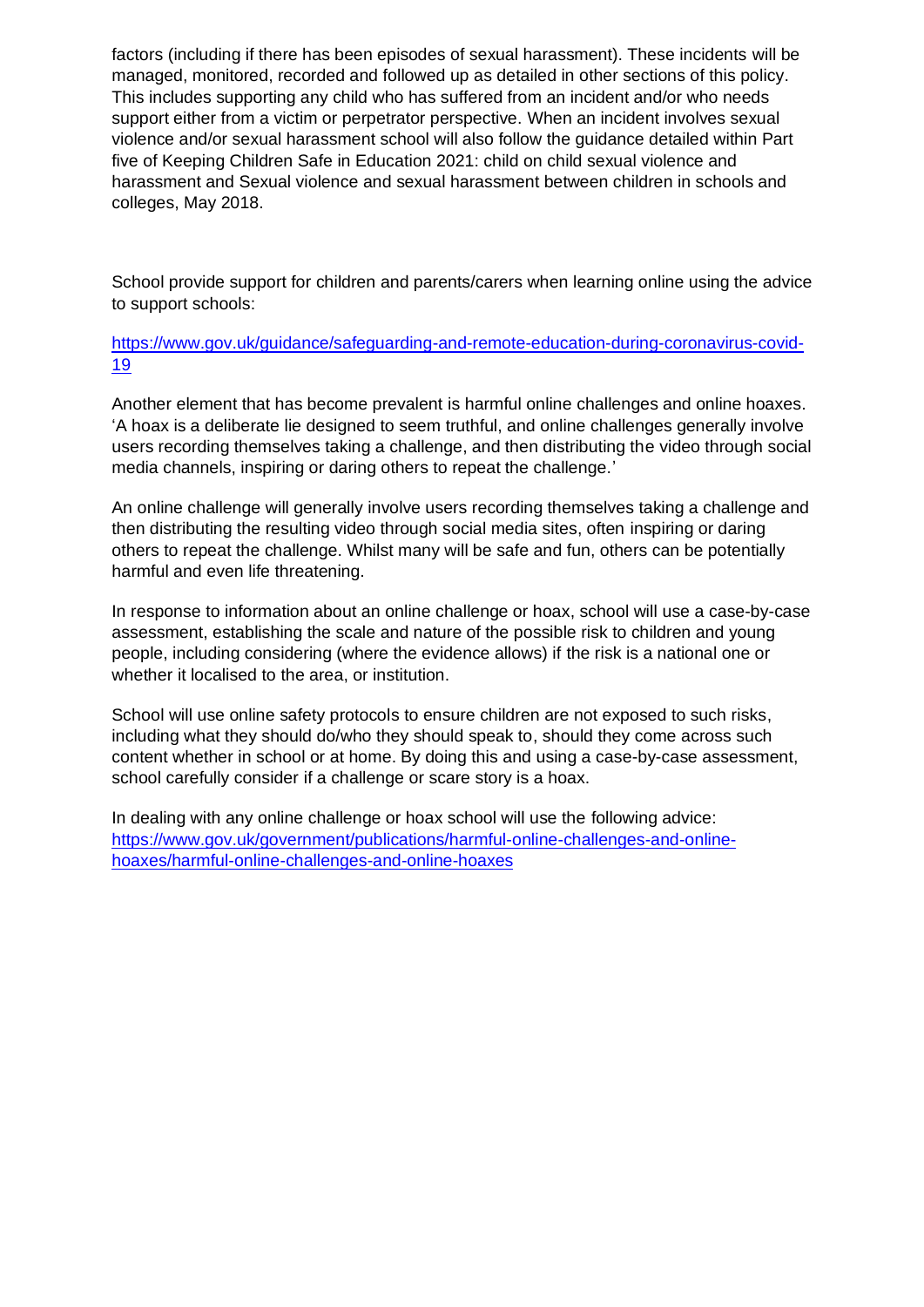factors (including if there has been episodes of sexual harassment). These incidents will be managed, monitored, recorded and followed up as detailed in other sections of this policy. This includes supporting any child who has suffered from an incident and/or who needs support either from a victim or perpetrator perspective. When an incident involves sexual violence and/or sexual harassment school will also follow the guidance detailed within Part five of Keeping Children Safe in Education 2021: child on child sexual violence and harassment and Sexual violence and sexual harassment between children in schools and colleges, May 2018.

School provide support for children and parents/carers when learning online using the advice to support schools:

https://www.gov.uk/guidance/safeguarding-and-remote-education-during-coronavirus-covid-19

Another element that has become prevalent is harmful online challenges and online hoaxes. 'A hoax is a deliberate lie designed to seem truthful, and online challenges generally involve users recording themselves taking a challenge, and then distributing the video through social media channels, inspiring or daring others to repeat the challenge.'

An online challenge will generally involve users recording themselves taking a challenge and then distributing the resulting video through social media sites, often inspiring or daring others to repeat the challenge. Whilst many will be safe and fun, others can be potentially harmful and even life threatening.

In response to information about an online challenge or hoax, school will use a case-by-case assessment, establishing the scale and nature of the possible risk to children and young people, including considering (where the evidence allows) if the risk is a national one or whether it localised to the area, or institution.

School will use online safety protocols to ensure children are not exposed to such risks, including what they should do/who they should speak to, should they come across such content whether in school or at home. By doing this and using a case-by-case assessment, school carefully consider if a challenge or scare story is a hoax.

In dealing with any online challenge or hoax school will use the following advice: https://www.gov.uk/government/publications/harmful-online-challenges-and-online-hoaxes/harmful-online-challenges-and-online-hoaxes